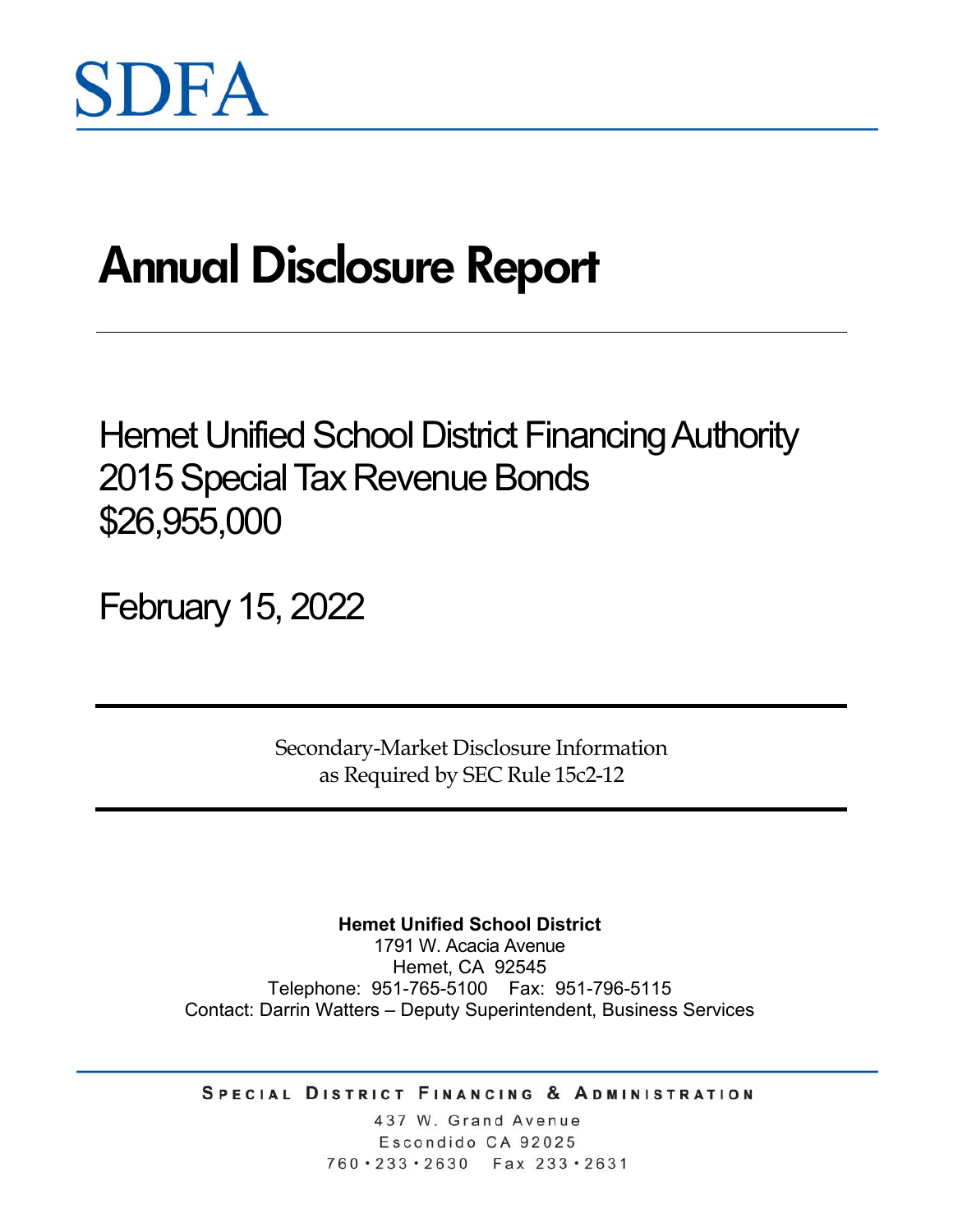SDFA

# Annual Disclosure Report

## Hemet Unified School District Financing Authority
## 2015 Special Tax Revenue Bonds
## $26,955,000

## February 15, 2022

Secondary-Market Disclosure Information
as Required by SEC Rule 15c2-12

**Hemet Unified School District**
1791 W. Acacia Avenue
Hemet, CA 92545
Telephone: 951-765-5100 Fax: 951-796-5115
Contact: Darrin Watters – Deputy Superintendent, Business Services

SPECIAL DISTRICT FINANCING & ADMINISTRATION
437 W. Grand Avenue
Escondido CA 92025
760 • 233 • 2630 Fax 233 • 2631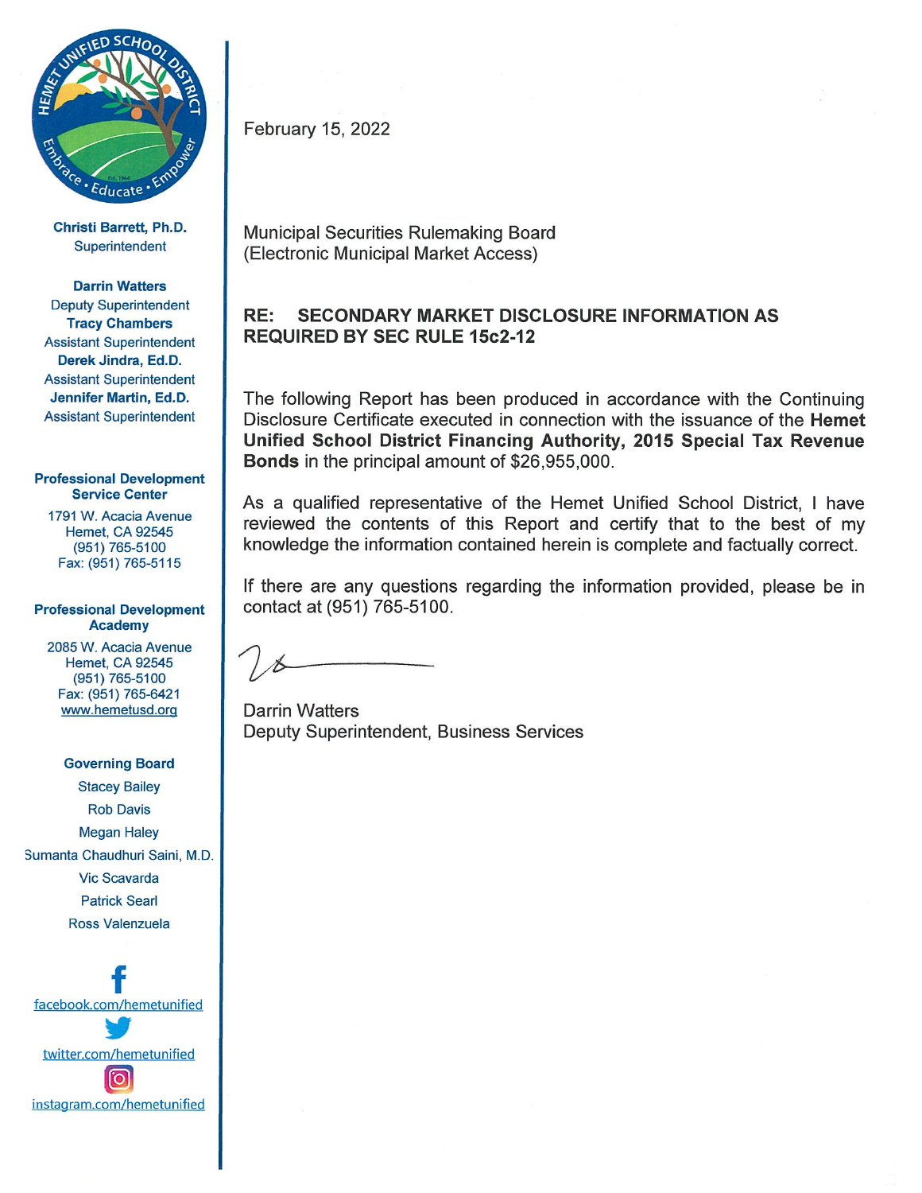Christi Barrett, Ph.D.
Superintendent

**Darrin Watters**
Deputy Superintendent
**Tracy Chambers**
Assistant Superintendent
**Derek Jindra, Ed.D.**
Assistant Superintendent
**Jennifer Martin, Ed.D.**
Assistant Superintendent

**Professional Development Service Center**
1791 W. Acacia Avenue
Hemet, CA 92545
(951) 765-5100
Fax: (951) 765-5115

**Professional Development Academy**
2085 W. Acacia Avenue
Hemet, CA 92545
(951) 765-5100
Fax: (951) 765-6421
www.hemetusd.org

**Governing Board**
Stacey Bailey
Rob Davis
Megan Haley
Sumanta Chaudhuri Saini, M.D.
Vic Scavarda
Patrick Searl
Ross Valenzuela

facebook.com/hemetunified
twitter.com/hemetunified
instagram.com/hemetunified

February 15, 2022

Municipal Securities Rulemaking Board
(Electronic Municipal Market Access)

**RE: SECONDARY MARKET DISCLOSURE INFORMATION AS REQUIRED BY SEC RULE 15c2-12**

The following Report has been produced in accordance with the Continuing Disclosure Certificate executed in connection with the issuance of the **Hemet Unified School District Financing Authority, 2015 Special Tax Revenue Bonds** in the principal amount of $26,955,000.

As a qualified representative of the Hemet Unified School District, I have reviewed the contents of this Report and certify that to the best of my knowledge the information contained herein is complete and factually correct.

If there are any questions regarding the information provided, please be in contact at (951) 765-5100.

Darrin Watters
Deputy Superintendent, Business Services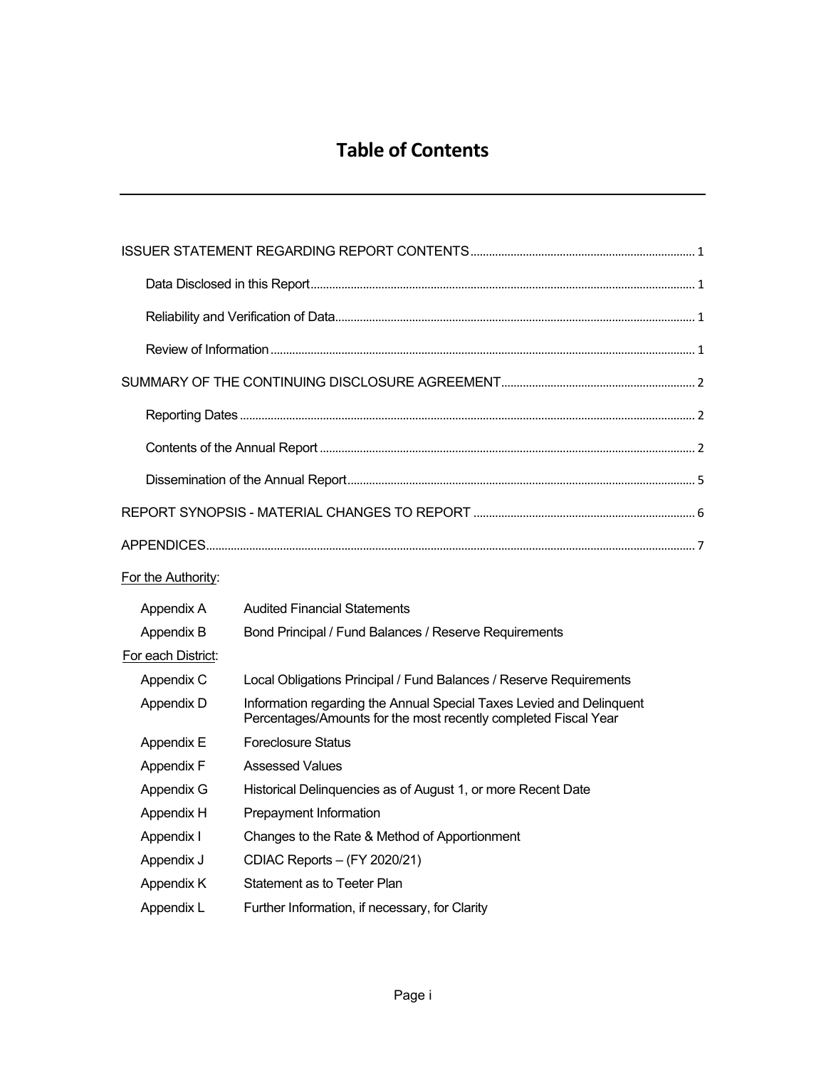# Table of Contents

ISSUER STATEMENT REGARDING REPORT CONTENTS ........ 1

- Data Disclosed in this Report ........ 1
- Reliability and Verification of Data ........ 1
- Review of Information ........ 1

SUMMARY OF THE CONTINUING DISCLOSURE AGREEMENT ........ 2

- Reporting Dates ........ 2
- Contents of the Annual Report ........ 2
- Dissemination of the Annual Report ........ 5

REPORT SYNOPSIS - MATERIAL CHANGES TO REPORT ........ 6

APPENDICES ........ 7

For the Authority:

| | |
|---|---|
| Appendix A | Audited Financial Statements |
| Appendix B | Bond Principal / Fund Balances / Reserve Requirements |

For each District:

| | |
|---|---|
| Appendix C | Local Obligations Principal / Fund Balances / Reserve Requirements |
| Appendix D | Information regarding the Annual Special Taxes Levied and Delinquent Percentages/Amounts for the most recently completed Fiscal Year |
| Appendix E | Foreclosure Status |
| Appendix F | Assessed Values |
| Appendix G | Historical Delinquencies as of August 1, or more Recent Date |
| Appendix H | Prepayment Information |
| Appendix I | Changes to the Rate & Method of Apportionment |
| Appendix J | CDIAC Reports – (FY 2020/21) |
| Appendix K | Statement as to Teeter Plan |
| Appendix L | Further Information, if necessary, for Clarity |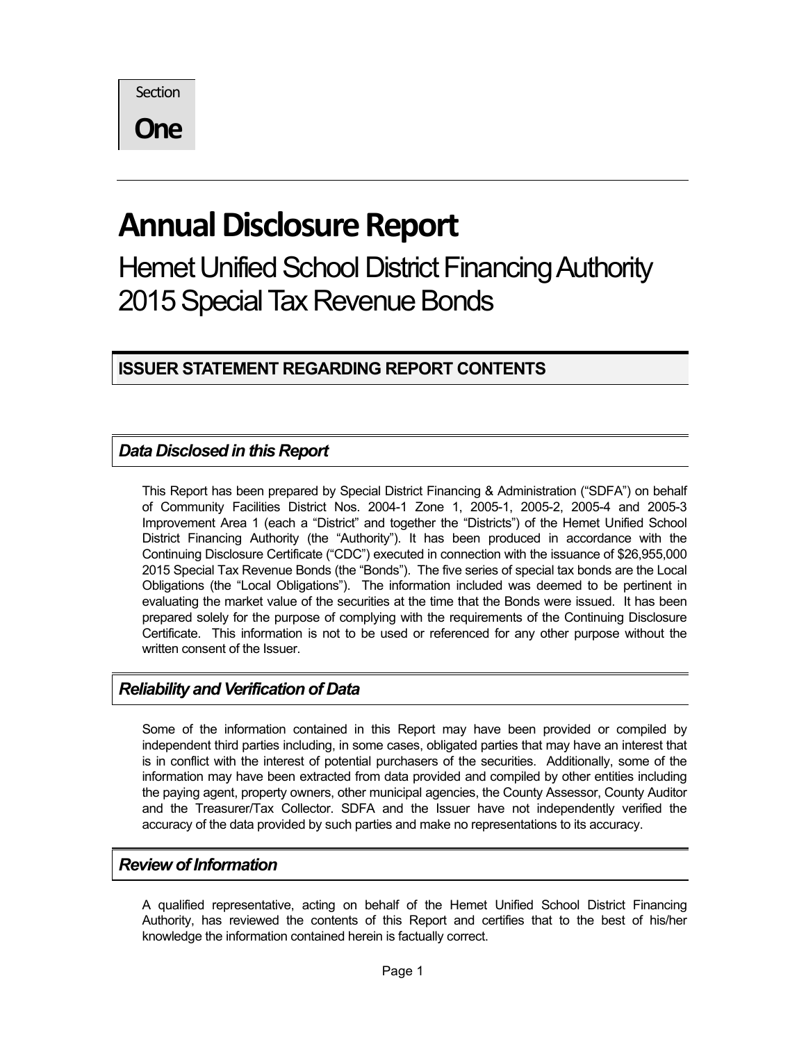Section

**One**

# Annual Disclosure Report

## Hemet Unified School District Financing Authority 2015 Special Tax Revenue Bonds

## ISSUER STATEMENT REGARDING REPORT CONTENTS

### *Data Disclosed in this Report*

This Report has been prepared by Special District Financing & Administration ("SDFA") on behalf of Community Facilities District Nos. 2004-1 Zone 1, 2005-1, 2005-2, 2005-4 and 2005-3 Improvement Area 1 (each a "District" and together the "Districts") of the Hemet Unified School District Financing Authority (the "Authority"). It has been produced in accordance with the Continuing Disclosure Certificate ("CDC") executed in connection with the issuance of $26,955,000 2015 Special Tax Revenue Bonds (the "Bonds"). The five series of special tax bonds are the Local Obligations (the "Local Obligations"). The information included was deemed to be pertinent in evaluating the market value of the securities at the time that the Bonds were issued. It has been prepared solely for the purpose of complying with the requirements of the Continuing Disclosure Certificate. This information is not to be used or referenced for any other purpose without the written consent of the Issuer.

### *Reliability and Verification of Data*

Some of the information contained in this Report may have been provided or compiled by independent third parties including, in some cases, obligated parties that may have an interest that is in conflict with the interest of potential purchasers of the securities. Additionally, some of the information may have been extracted from data provided and compiled by other entities including the paying agent, property owners, other municipal agencies, the County Assessor, County Auditor and the Treasurer/Tax Collector. SDFA and the Issuer have not independently verified the accuracy of the data provided by such parties and make no representations to its accuracy.

### *Review of Information*

A qualified representative, acting on behalf of the Hemet Unified School District Financing Authority, has reviewed the contents of this Report and certifies that to the best of his/her knowledge the information contained herein is factually correct.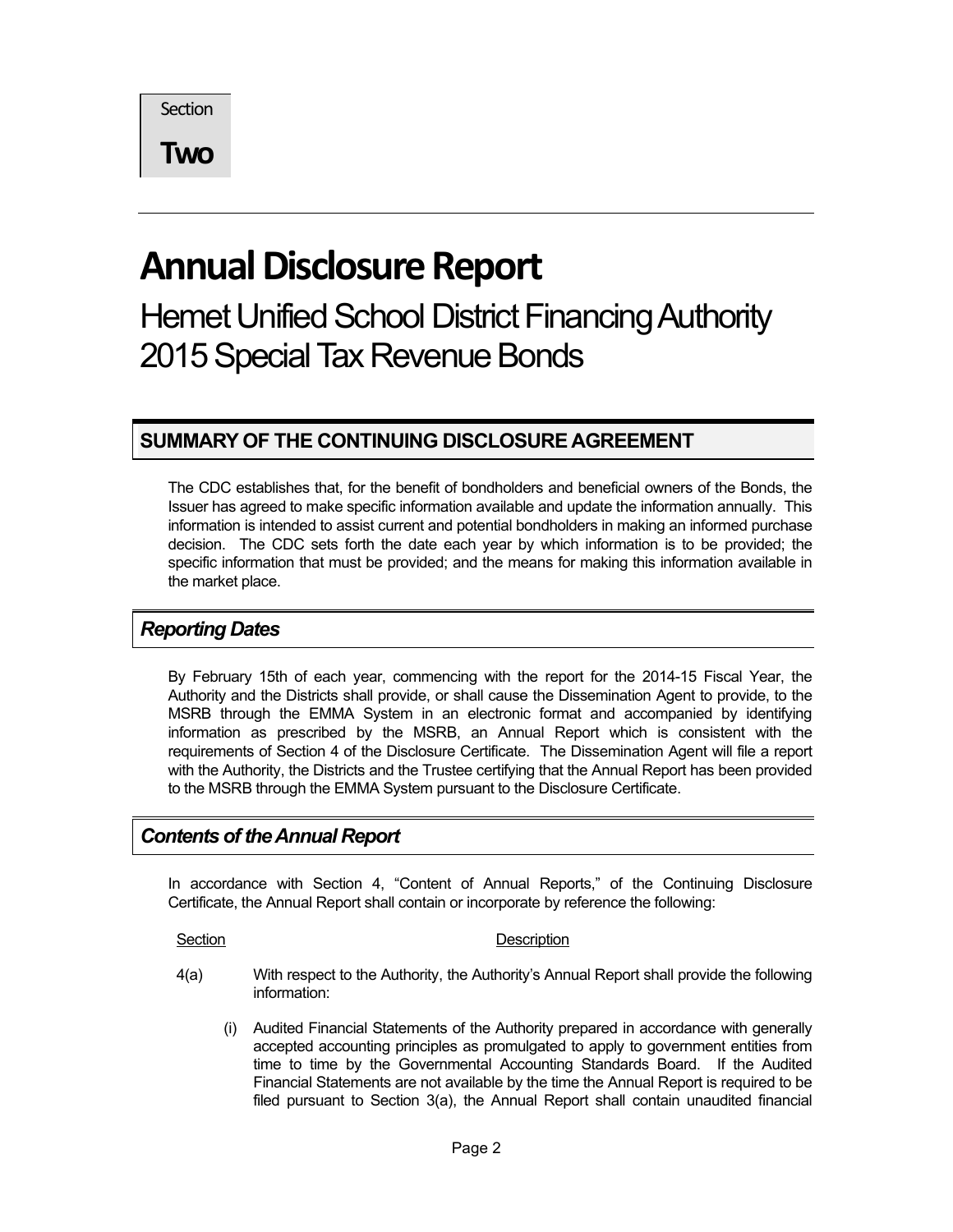Section

**Two**

# Annual Disclosure Report

## Hemet Unified School District Financing Authority 2015 Special Tax Revenue Bonds

## SUMMARY OF THE CONTINUING DISCLOSURE AGREEMENT

The CDC establishes that, for the benefit of bondholders and beneficial owners of the Bonds, the Issuer has agreed to make specific information available and update the information annually. This information is intended to assist current and potential bondholders in making an informed purchase decision. The CDC sets forth the date each year by which information is to be provided; the specific information that must be provided; and the means for making this information available in the market place.

### *Reporting Dates*

By February 15th of each year, commencing with the report for the 2014-15 Fiscal Year, the Authority and the Districts shall provide, or shall cause the Dissemination Agent to provide, to the MSRB through the EMMA System in an electronic format and accompanied by identifying information as prescribed by the MSRB, an Annual Report which is consistent with the requirements of Section 4 of the Disclosure Certificate. The Dissemination Agent will file a report with the Authority, the Districts and the Trustee certifying that the Annual Report has been provided to the MSRB through the EMMA System pursuant to the Disclosure Certificate.

### *Contents of the Annual Report*

In accordance with Section 4, "Content of Annual Reports," of the Continuing Disclosure Certificate, the Annual Report shall contain or incorporate by reference the following:

| Section | Description |
|---|---|
| 4(a) | With respect to the Authority, the Authority's Annual Report shall provide the following information: |

(i) Audited Financial Statements of the Authority prepared in accordance with generally accepted accounting principles as promulgated to apply to government entities from time to time by the Governmental Accounting Standards Board. If the Audited Financial Statements are not available by the time the Annual Report is required to be filed pursuant to Section 3(a), the Annual Report shall contain unaudited financial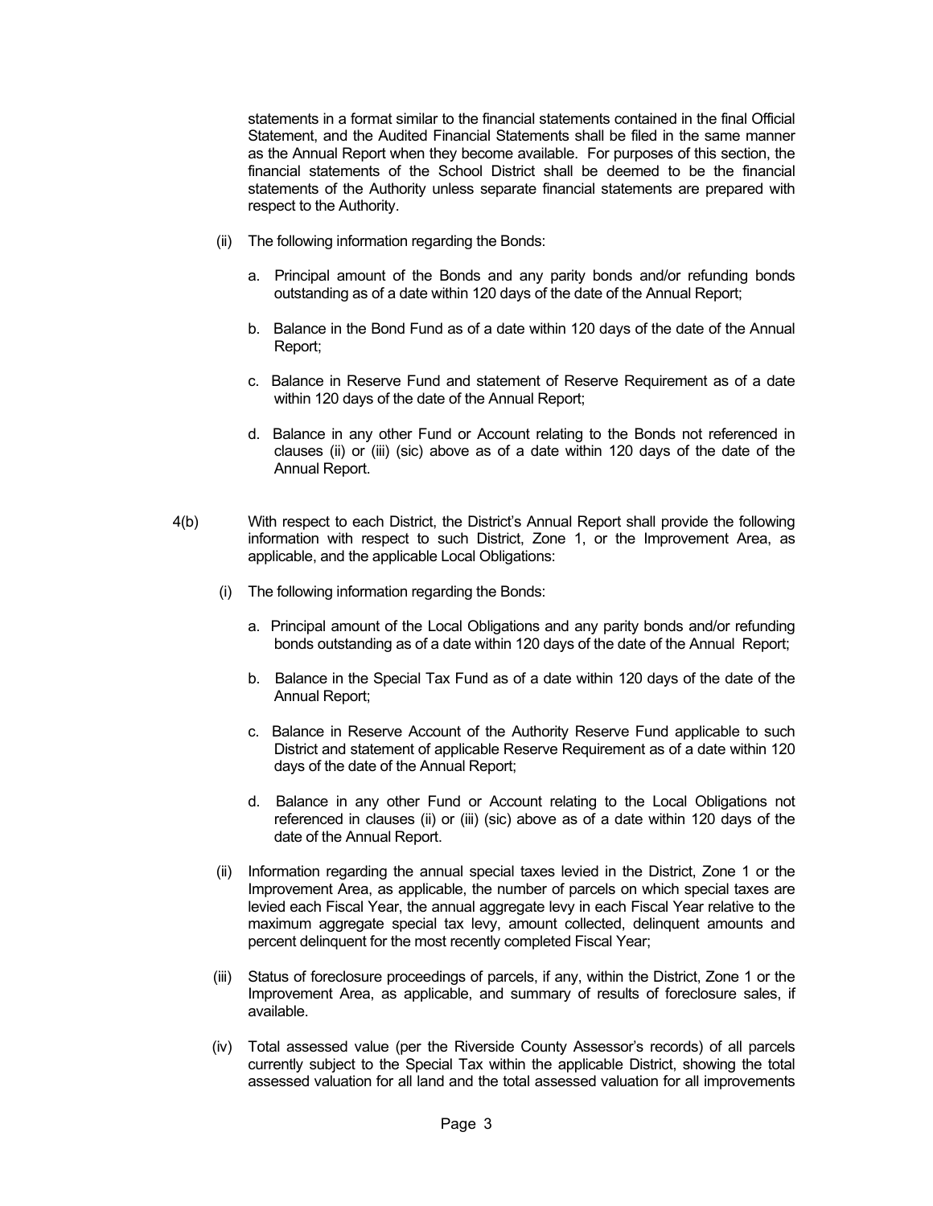statements in a format similar to the financial statements contained in the final Official Statement, and the Audited Financial Statements shall be filed in the same manner as the Annual Report when they become available. For purposes of this section, the financial statements of the School District shall be deemed to be the financial statements of the Authority unless separate financial statements are prepared with respect to the Authority.

(ii) The following information regarding the Bonds:

a. Principal amount of the Bonds and any parity bonds and/or refunding bonds outstanding as of a date within 120 days of the date of the Annual Report;

b. Balance in the Bond Fund as of a date within 120 days of the date of the Annual Report;

c. Balance in Reserve Fund and statement of Reserve Requirement as of a date within 120 days of the date of the Annual Report;

d. Balance in any other Fund or Account relating to the Bonds not referenced in clauses (ii) or (iii) (sic) above as of a date within 120 days of the date of the Annual Report.

4(b) With respect to each District, the District's Annual Report shall provide the following information with respect to such District, Zone 1, or the Improvement Area, as applicable, and the applicable Local Obligations:

(i) The following information regarding the Bonds:

a. Principal amount of the Local Obligations and any parity bonds and/or refunding bonds outstanding as of a date within 120 days of the date of the Annual Report;

b. Balance in the Special Tax Fund as of a date within 120 days of the date of the Annual Report;

c. Balance in Reserve Account of the Authority Reserve Fund applicable to such District and statement of applicable Reserve Requirement as of a date within 120 days of the date of the Annual Report;

d. Balance in any other Fund or Account relating to the Local Obligations not referenced in clauses (ii) or (iii) (sic) above as of a date within 120 days of the date of the Annual Report.

(ii) Information regarding the annual special taxes levied in the District, Zone 1 or the Improvement Area, as applicable, the number of parcels on which special taxes are levied each Fiscal Year, the annual aggregate levy in each Fiscal Year relative to the maximum aggregate special tax levy, amount collected, delinquent amounts and percent delinquent for the most recently completed Fiscal Year;

(iii) Status of foreclosure proceedings of parcels, if any, within the District, Zone 1 or the Improvement Area, as applicable, and summary of results of foreclosure sales, if available.

(iv) Total assessed value (per the Riverside County Assessor's records) of all parcels currently subject to the Special Tax within the applicable District, showing the total assessed valuation for all land and the total assessed valuation for all improvements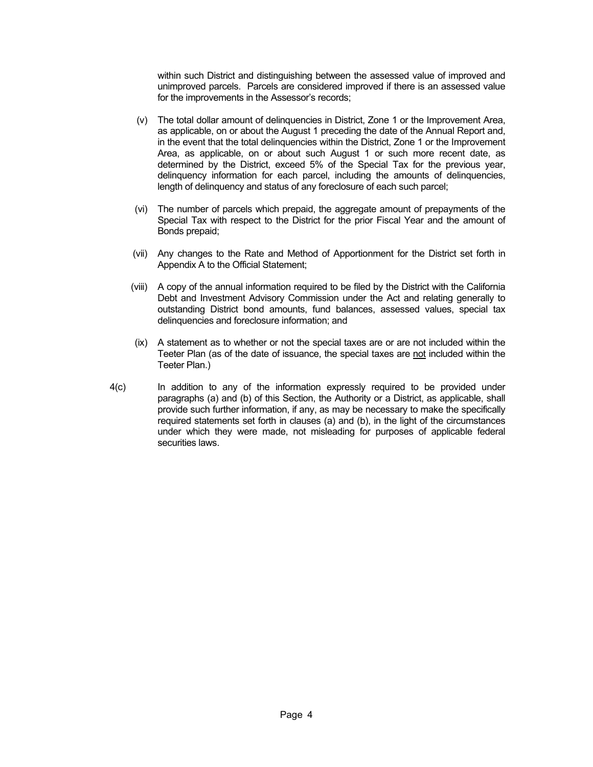within such District and distinguishing between the assessed value of improved and unimproved parcels. Parcels are considered improved if there is an assessed value for the improvements in the Assessor's records;

(v) The total dollar amount of delinquencies in District, Zone 1 or the Improvement Area, as applicable, on or about the August 1 preceding the date of the Annual Report and, in the event that the total delinquencies within the District, Zone 1 or the Improvement Area, as applicable, on or about such August 1 or such more recent date, as determined by the District, exceed 5% of the Special Tax for the previous year, delinquency information for each parcel, including the amounts of delinquencies, length of delinquency and status of any foreclosure of each such parcel;

(vi) The number of parcels which prepaid, the aggregate amount of prepayments of the Special Tax with respect to the District for the prior Fiscal Year and the amount of Bonds prepaid;

(vii) Any changes to the Rate and Method of Apportionment for the District set forth in Appendix A to the Official Statement;

(viii) A copy of the annual information required to be filed by the District with the California Debt and Investment Advisory Commission under the Act and relating generally to outstanding District bond amounts, fund balances, assessed values, special tax delinquencies and foreclosure information; and

(ix) A statement as to whether or not the special taxes are or are not included within the Teeter Plan (as of the date of issuance, the special taxes are <u>not</u> included within the Teeter Plan.)

4(c) In addition to any of the information expressly required to be provided under paragraphs (a) and (b) of this Section, the Authority or a District, as applicable, shall provide such further information, if any, as may be necessary to make the specifically required statements set forth in clauses (a) and (b), in the light of the circumstances under which they were made, not misleading for purposes of applicable federal securities laws.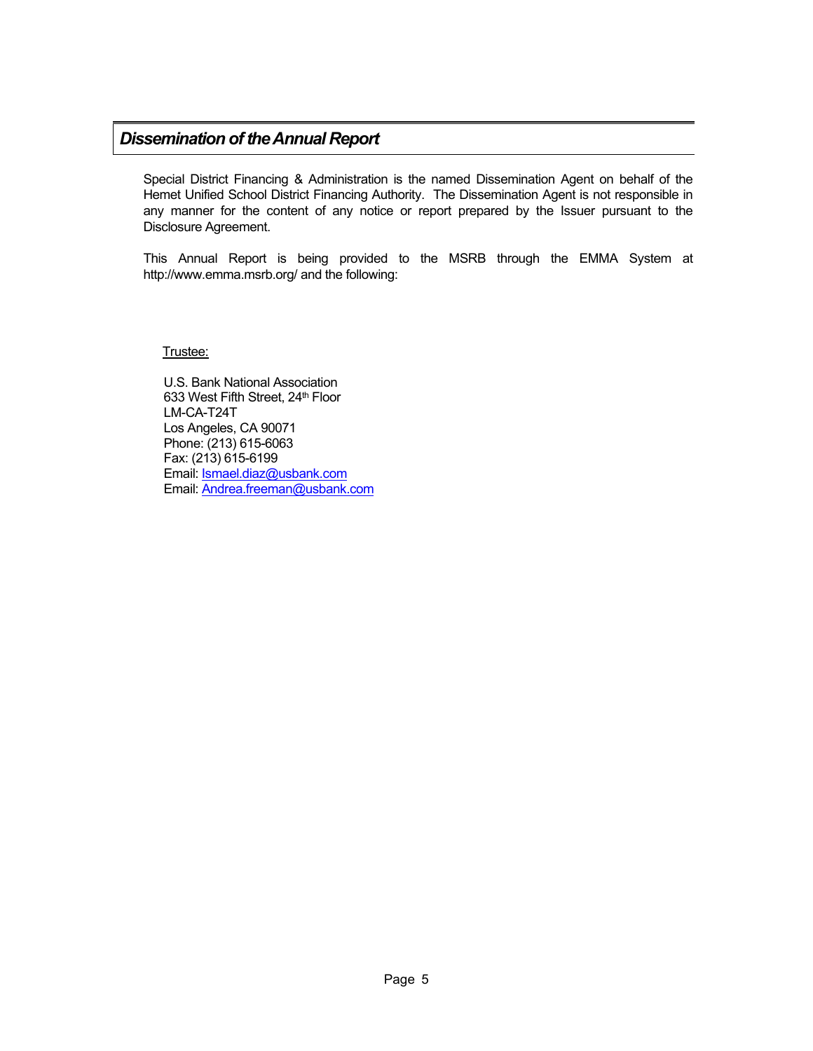## *Dissemination of the Annual Report*

Special District Financing & Administration is the named Dissemination Agent on behalf of the Hemet Unified School District Financing Authority. The Dissemination Agent is not responsible in any manner for the content of any notice or report prepared by the Issuer pursuant to the Disclosure Agreement.

This Annual Report is being provided to the MSRB through the EMMA System at http://www.emma.msrb.org/ and the following:

Trustee:

U.S. Bank National Association
633 West Fifth Street, 24th Floor
LM-CA-T24T
Los Angeles, CA 90071
Phone: (213) 615-6063
Fax: (213) 615-6199
Email: Ismael.diaz@usbank.com
Email: Andrea.freeman@usbank.com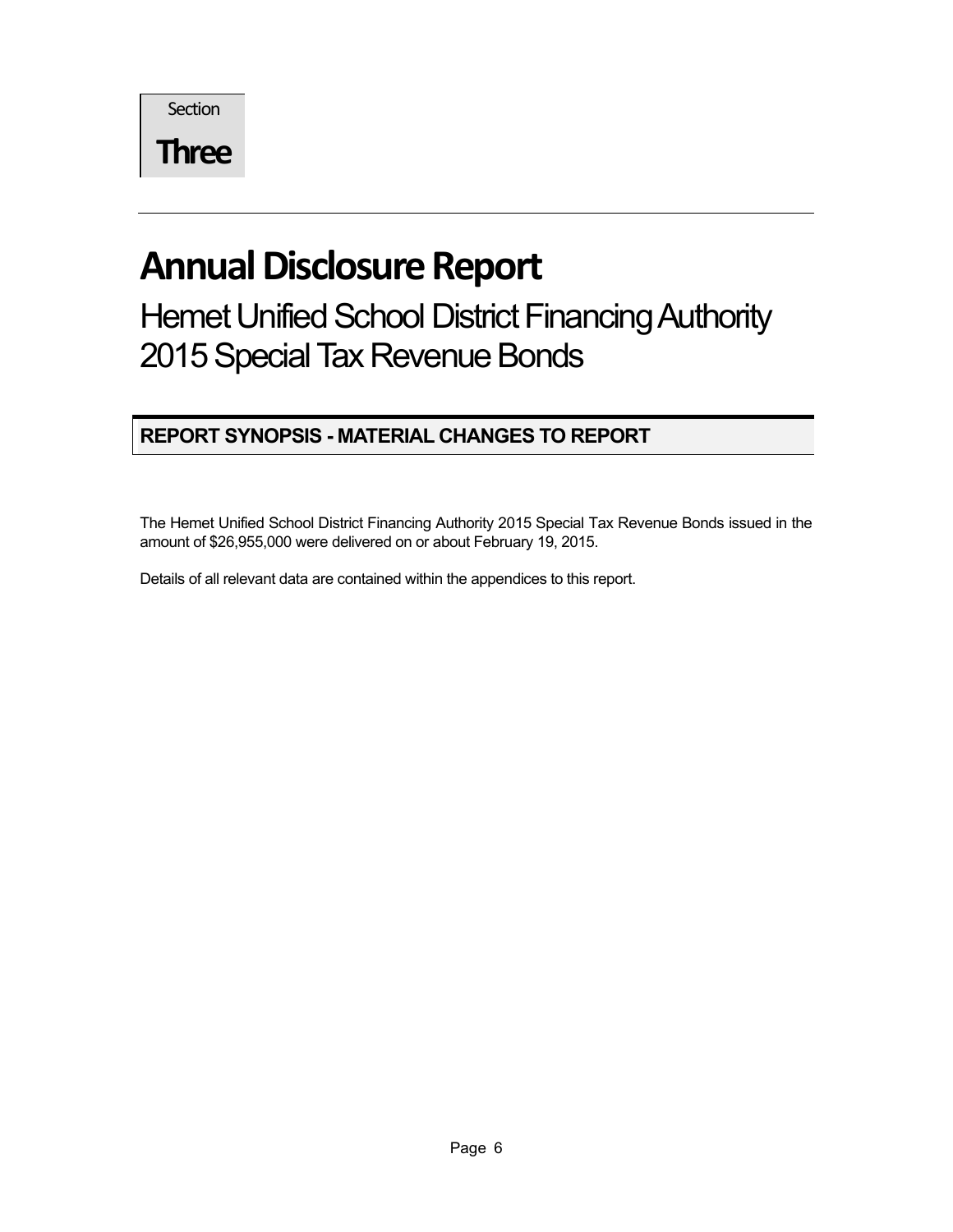Section

**Three**

# Annual Disclosure Report

## Hemet Unified School District Financing Authority 2015 Special Tax Revenue Bonds

### REPORT SYNOPSIS - MATERIAL CHANGES TO REPORT

The Hemet Unified School District Financing Authority 2015 Special Tax Revenue Bonds issued in the amount of $26,955,000 were delivered on or about February 19, 2015.

Details of all relevant data are contained within the appendices to this report.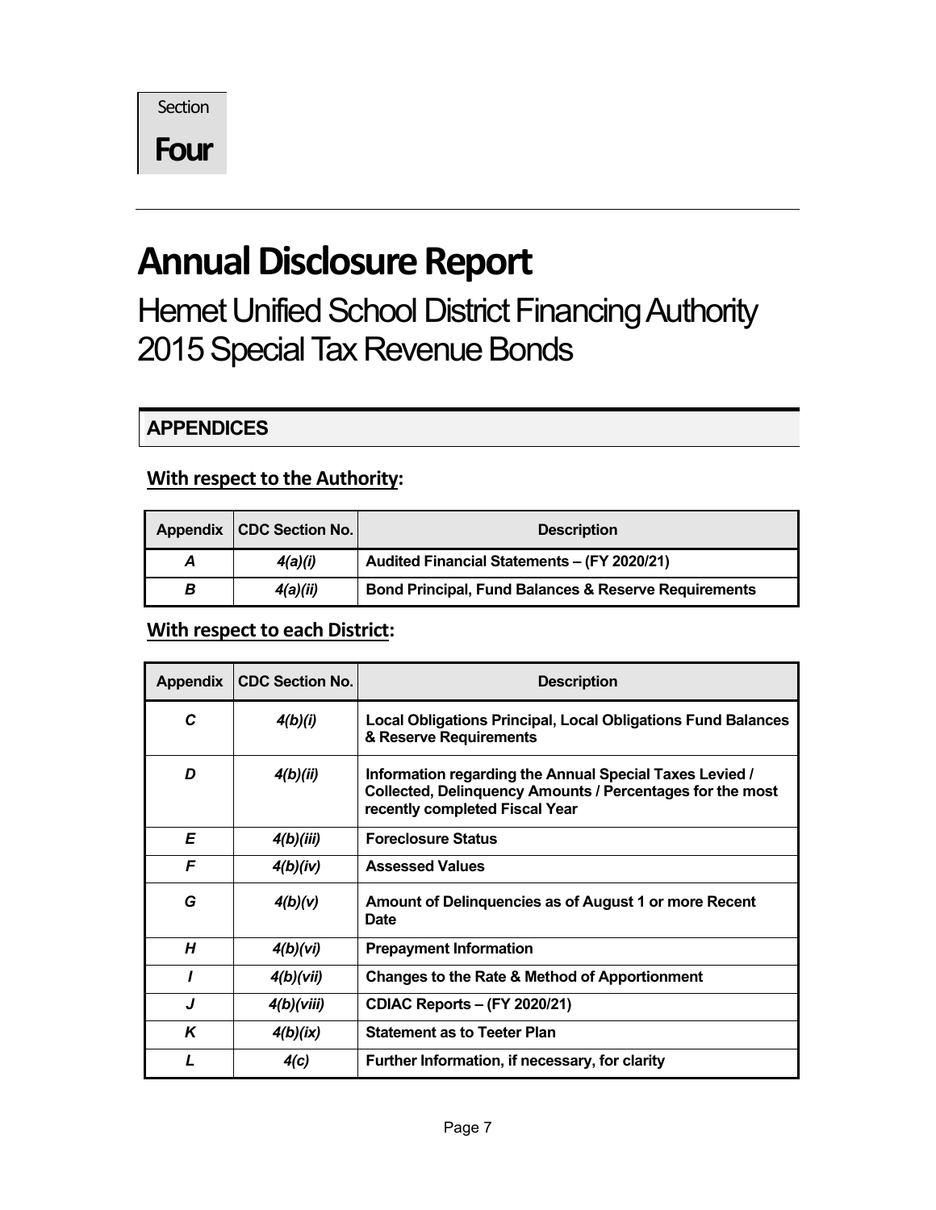Section

**Four**

# Annual Disclosure Report

## Hemet Unified School District Financing Authority 2015 Special Tax Revenue Bonds

### APPENDICES

**With respect to the Authority:**

| Appendix | CDC Section No. | Description |
|---|---|---|
| *A* | *4(a)(i)* | **Audited Financial Statements – (FY 2020/21)** |
| *B* | *4(a)(ii)* | **Bond Principal, Fund Balances & Reserve Requirements** |

**With respect to each District:**

| Appendix | CDC Section No. | Description |
|---|---|---|
| *C* | *4(b)(i)* | **Local Obligations Principal, Local Obligations Fund Balances & Reserve Requirements** |
| *D* | *4(b)(ii)* | **Information regarding the Annual Special Taxes Levied / Collected, Delinquency Amounts / Percentages for the most recently completed Fiscal Year** |
| *E* | *4(b)(iii)* | **Foreclosure Status** |
| *F* | *4(b)(iv)* | **Assessed Values** |
| *G* | *4(b)(v)* | **Amount of Delinquencies as of August 1 or more Recent Date** |
| *H* | *4(b)(vi)* | **Prepayment Information** |
| *I* | *4(b)(vii)* | **Changes to the Rate & Method of Apportionment** |
| *J* | *4(b)(viii)* | **CDIAC Reports – (FY 2020/21)** |
| *K* | *4(b)(ix)* | **Statement as to Teeter Plan** |
| *L* | *4(c)* | **Further Information, if necessary, for clarity** |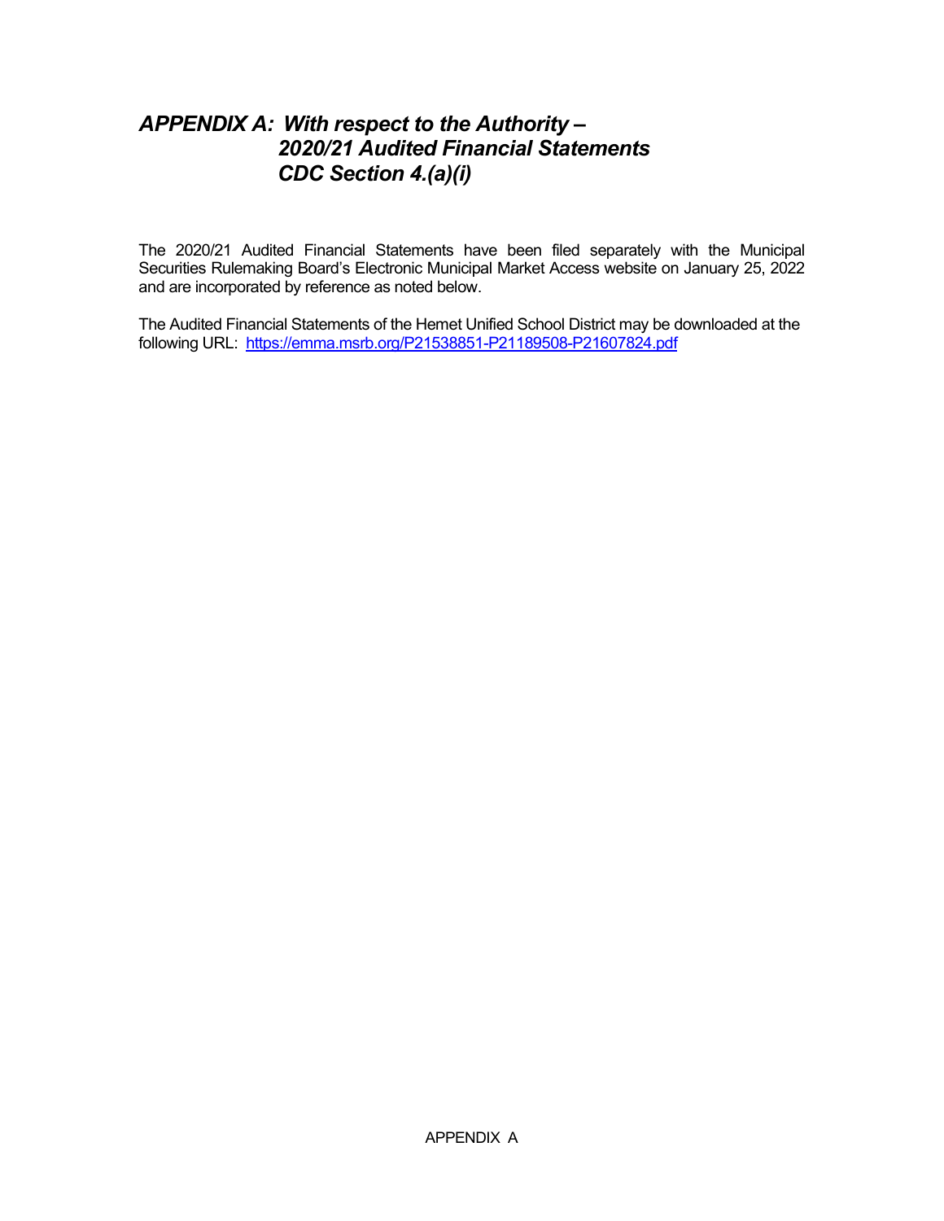# *APPENDIX A: With respect to the Authority – 2020/21 Audited Financial Statements CDC Section 4.(a)(i)*

The 2020/21 Audited Financial Statements have been filed separately with the Municipal Securities Rulemaking Board's Electronic Municipal Market Access website on January 25, 2022 and are incorporated by reference as noted below.

The Audited Financial Statements of the Hemet Unified School District may be downloaded at the following URL: https://emma.msrb.org/P21538851-P21189508-P21607824.pdf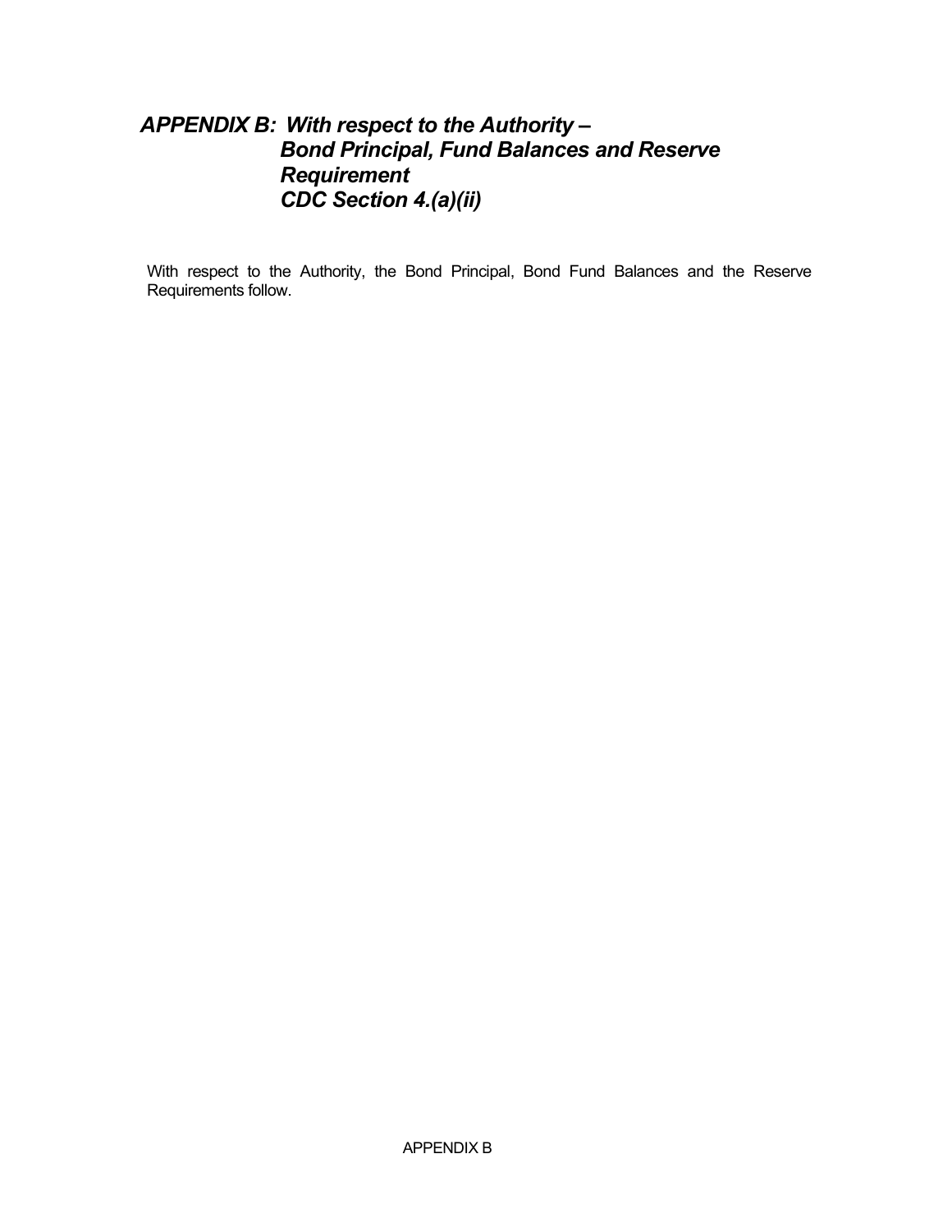## *APPENDIX B: With respect to the Authority – Bond Principal, Fund Balances and Reserve Requirement CDC Section 4.(a)(ii)*

With respect to the Authority, the Bond Principal, Bond Fund Balances and the Reserve Requirements follow.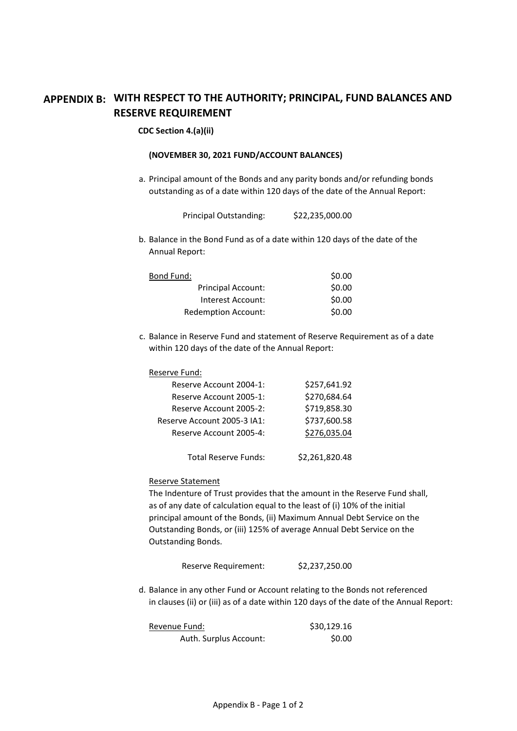# APPENDIX B: WITH RESPECT TO THE AUTHORITY; PRINCIPAL, FUND BALANCES AND RESERVE REQUIREMENT

**CDC Section 4.(a)(ii)**

**(NOVEMBER 30, 2021 FUND/ACCOUNT BALANCES)**

a. Principal amount of the Bonds and any parity bonds and/or refunding bonds outstanding as of a date within 120 days of the date of the Annual Report:

| | |
|---|---|
| Principal Outstanding: | $22,235,000.00 |

b. Balance in the Bond Fund as of a date within 120 days of the date of the Annual Report:

| | |
|---|---|
| Bond Fund: | $0.00 |
| Principal Account: | $0.00 |
| Interest Account: | $0.00 |
| Redemption Account: | $0.00 |

c. Balance in Reserve Fund and statement of Reserve Requirement as of a date within 120 days of the date of the Annual Report:

| Reserve Fund: | |
|---|---|
| Reserve Account 2004-1: | $257,641.92 |
| Reserve Account 2005-1: | $270,684.64 |
| Reserve Account 2005-2: | $719,858.30 |
| Reserve Account 2005-3 IA1: | $737,600.58 |
| Reserve Account 2005-4: | $276,035.04 |
| Total Reserve Funds: | $2,261,820.48 |

Reserve Statement

The Indenture of Trust provides that the amount in the Reserve Fund shall, as of any date of calculation equal to the least of (i) 10% of the initial principal amount of the Bonds, (ii) Maximum Annual Debt Service on the Outstanding Bonds, or (iii) 125% of average Annual Debt Service on the Outstanding Bonds.

| | |
|---|---|
| Reserve Requirement: | $2,237,250.00 |

d. Balance in any other Fund or Account relating to the Bonds not referenced in clauses (ii) or (iii) as of a date within 120 days of the date of the Annual Report:

| | |
|---|---|
| Revenue Fund: | $30,129.16 |
| Auth. Surplus Account: | $0.00 |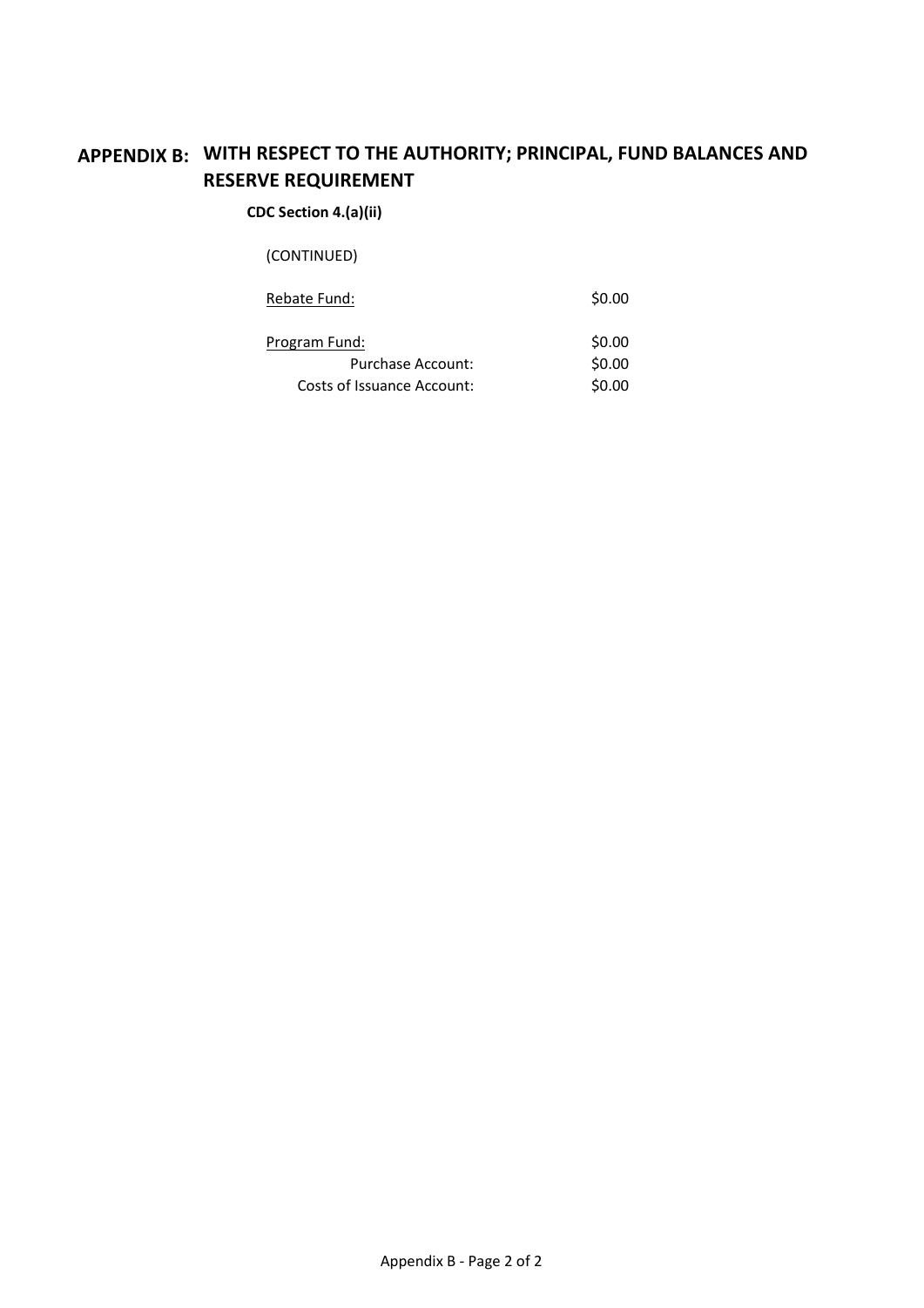# APPENDIX B: WITH RESPECT TO THE AUTHORITY; PRINCIPAL, FUND BALANCES AND RESERVE REQUIREMENT

**CDC Section 4.(a)(ii)**

(CONTINUED)

| | |
|---|---|
| Rebate Fund: | $0.00 |
| | |
| Program Fund: | $0.00 |
| Purchase Account: | $0.00 |
| Costs of Issuance Account: | $0.00 |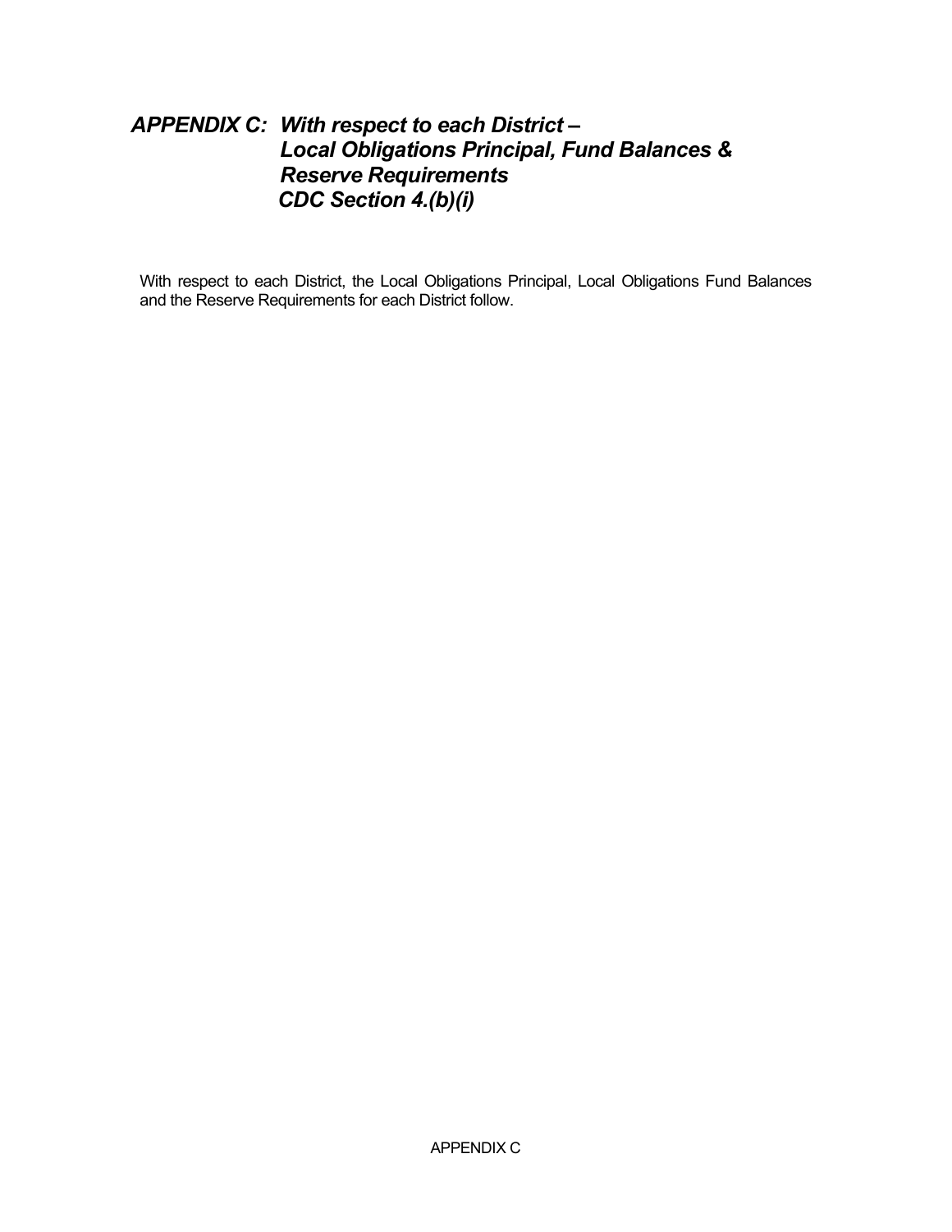## *APPENDIX C: With respect to each District – Local Obligations Principal, Fund Balances & Reserve Requirements CDC Section 4.(b)(i)*

With respect to each District, the Local Obligations Principal, Local Obligations Fund Balances and the Reserve Requirements for each District follow.

APPENDIX C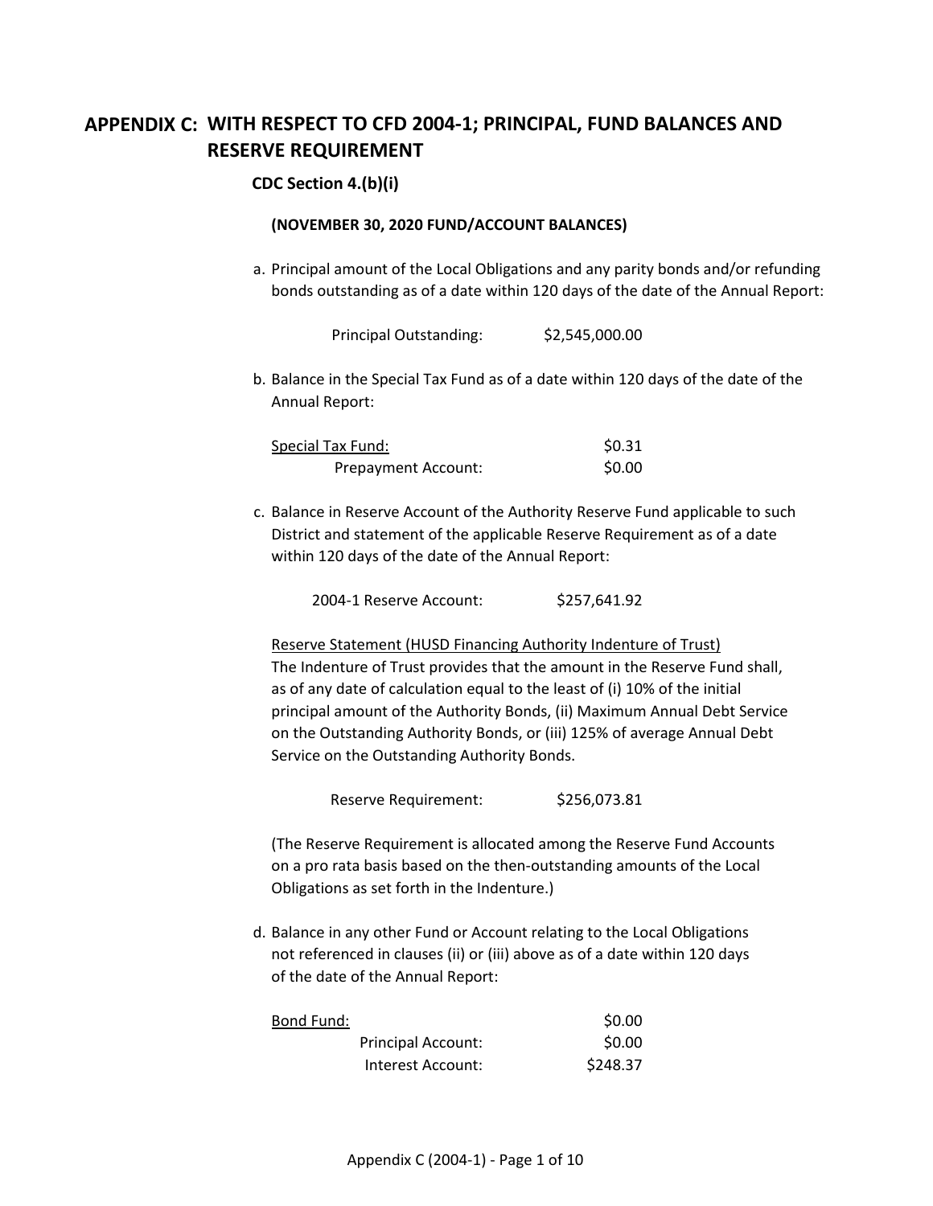# APPENDIX C: WITH RESPECT TO CFD 2004-1; PRINCIPAL, FUND BALANCES AND RESERVE REQUIREMENT

**CDC Section 4.(b)(i)**

**(NOVEMBER 30, 2020 FUND/ACCOUNT BALANCES)**

a. Principal amount of the Local Obligations and any parity bonds and/or refunding bonds outstanding as of a date within 120 days of the date of the Annual Report:

| | |
|---|---|
| Principal Outstanding: | $2,545,000.00 |

b. Balance in the Special Tax Fund as of a date within 120 days of the date of the Annual Report:

| | |
|---|---|
| <u>Special Tax Fund:</u> | $0.31 |
| Prepayment Account: | $0.00 |

c. Balance in Reserve Account of the Authority Reserve Fund applicable to such District and statement of the applicable Reserve Requirement as of a date within 120 days of the date of the Annual Report:

| | |
|---|---|
| 2004-1 Reserve Account: | $257,641.92 |

<u>Reserve Statement (HUSD Financing Authority Indenture of Trust)</u>
The Indenture of Trust provides that the amount in the Reserve Fund shall, as of any date of calculation equal to the least of (i) 10% of the initial principal amount of the Authority Bonds, (ii) Maximum Annual Debt Service on the Outstanding Authority Bonds, or (iii) 125% of average Annual Debt Service on the Outstanding Authority Bonds.

| | |
|---|---|
| Reserve Requirement: | $256,073.81 |

(The Reserve Requirement is allocated among the Reserve Fund Accounts on a pro rata basis based on the then-outstanding amounts of the Local Obligations as set forth in the Indenture.)

d. Balance in any other Fund or Account relating to the Local Obligations not referenced in clauses (ii) or (iii) above as of a date within 120 days of the date of the Annual Report:

| | |
|---|---|
| <u>Bond Fund:</u> | $0.00 |
| Principal Account: | $0.00 |
| Interest Account: | $248.37 |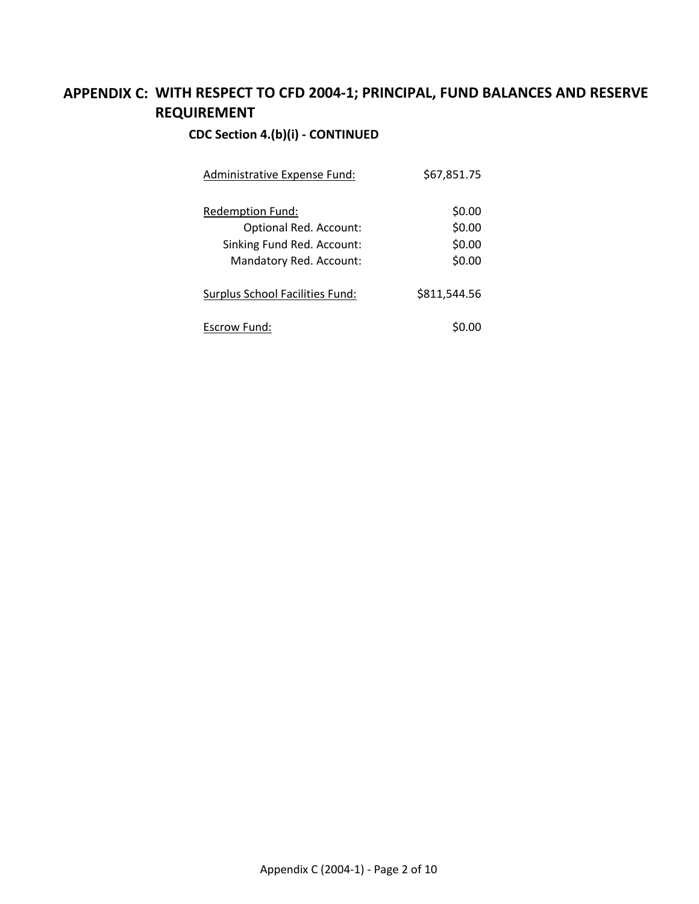# APPENDIX C: WITH RESPECT TO CFD 2004-1; PRINCIPAL, FUND BALANCES AND RESERVE REQUIREMENT

### CDC Section 4.(b)(i) - CONTINUED

| | |
|---|---|
| Administrative Expense Fund: | $67,851.75 |
| | |
| Redemption Fund: | $0.00 |
| Optional Red. Account: | $0.00 |
| Sinking Fund Red. Account: | $0.00 |
| Mandatory Red. Account: | $0.00 |
| | |
| Surplus School Facilities Fund: | $811,544.56 |
| | |
| Escrow Fund: | $0.00 |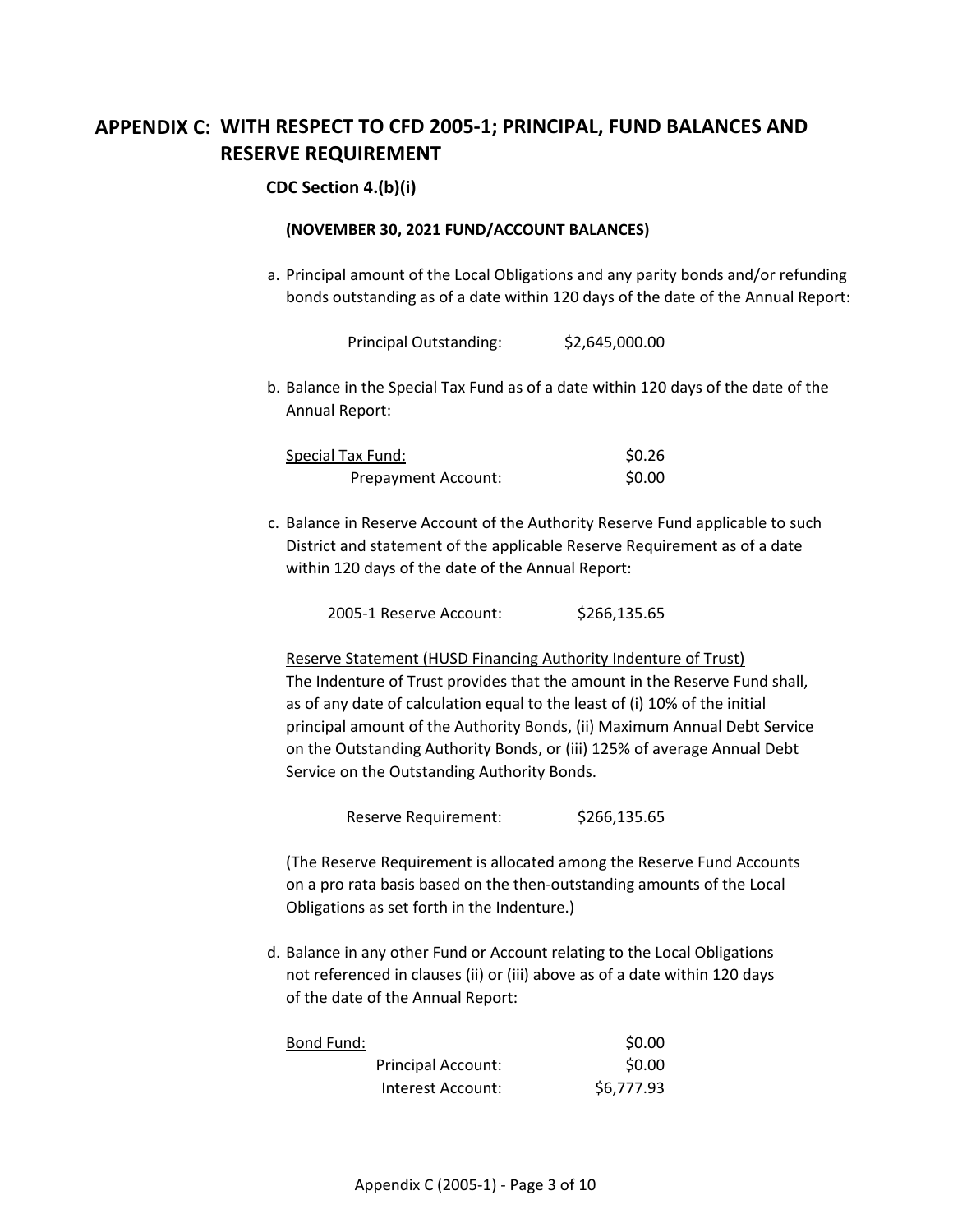## APPENDIX C: WITH RESPECT TO CFD 2005-1; PRINCIPAL, FUND BALANCES AND RESERVE REQUIREMENT

### CDC Section 4.(b)(i)

**(NOVEMBER 30, 2021 FUND/ACCOUNT BALANCES)**

a. Principal amount of the Local Obligations and any parity bonds and/or refunding bonds outstanding as of a date within 120 days of the date of the Annual Report:

| | |
|---|---|
| Principal Outstanding: | $2,645,000.00 |

b. Balance in the Special Tax Fund as of a date within 120 days of the date of the Annual Report:

| | |
|---|---|
| Special Tax Fund: | $0.26 |
| Prepayment Account: | $0.00 |

c. Balance in Reserve Account of the Authority Reserve Fund applicable to such District and statement of the applicable Reserve Requirement as of a date within 120 days of the date of the Annual Report:

| | |
|---|---|
| 2005-1 Reserve Account: | $266,135.65 |

Reserve Statement (HUSD Financing Authority Indenture of Trust)
The Indenture of Trust provides that the amount in the Reserve Fund shall, as of any date of calculation equal to the least of (i) 10% of the initial principal amount of the Authority Bonds, (ii) Maximum Annual Debt Service on the Outstanding Authority Bonds, or (iii) 125% of average Annual Debt Service on the Outstanding Authority Bonds.

| | |
|---|---|
| Reserve Requirement: | $266,135.65 |

(The Reserve Requirement is allocated among the Reserve Fund Accounts on a pro rata basis based on the then-outstanding amounts of the Local Obligations as set forth in the Indenture.)

d. Balance in any other Fund or Account relating to the Local Obligations not referenced in clauses (ii) or (iii) above as of a date within 120 days of the date of the Annual Report:

| | |
|---|---|
| Bond Fund: | $0.00 |
| Principal Account: | $0.00 |
| Interest Account: | $6,777.93 |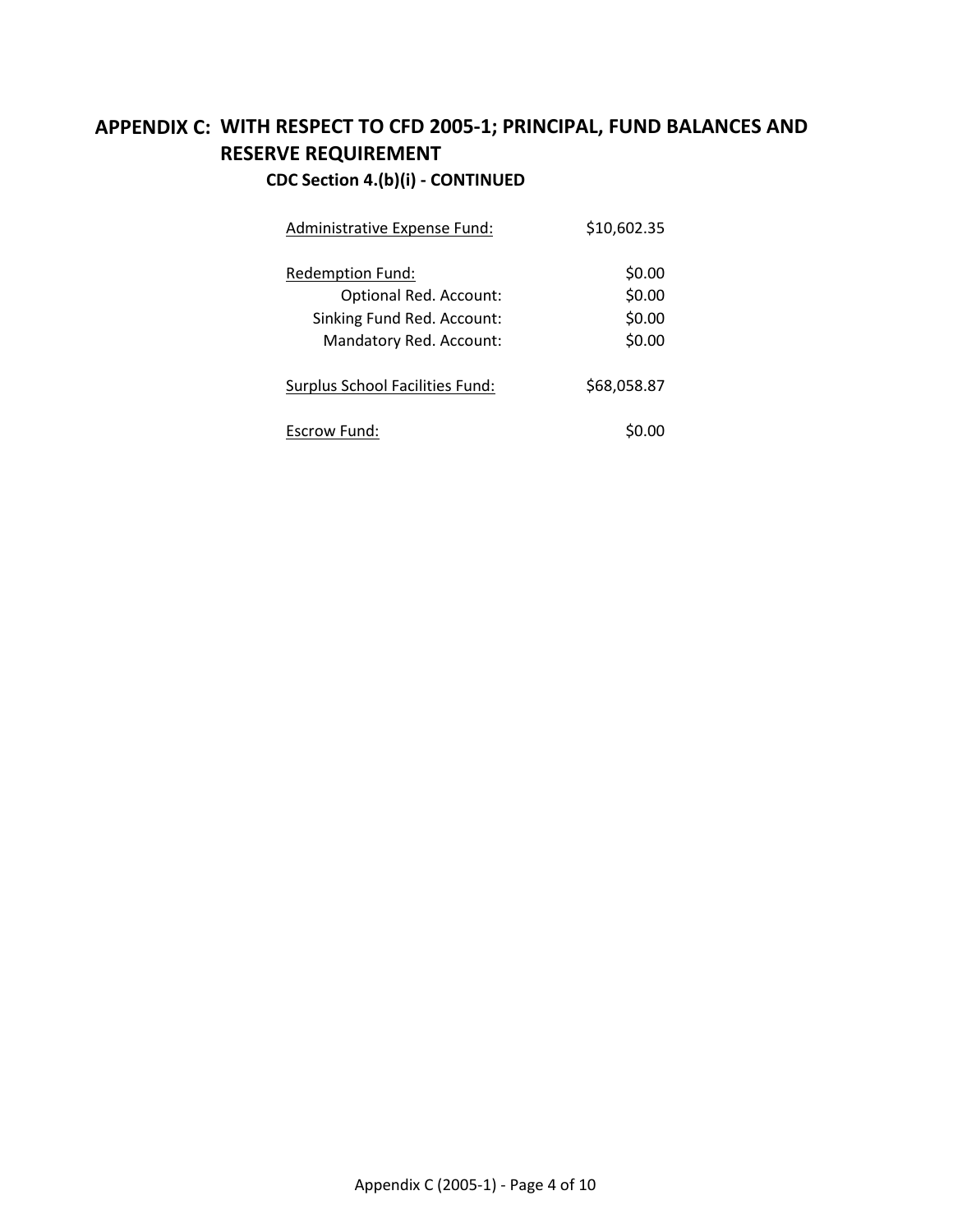# APPENDIX C: WITH RESPECT TO CFD 2005-1; PRINCIPAL, FUND BALANCES AND RESERVE REQUIREMENT

### CDC Section 4.(b)(i) - CONTINUED

| | |
|---|---|
| Administrative Expense Fund: | $10,602.35 |
| Redemption Fund: | $0.00 |
| Optional Red. Account: | $0.00 |
| Sinking Fund Red. Account: | $0.00 |
| Mandatory Red. Account: | $0.00 |
| Surplus School Facilities Fund: | $68,058.87 |
| Escrow Fund: | $0.00 |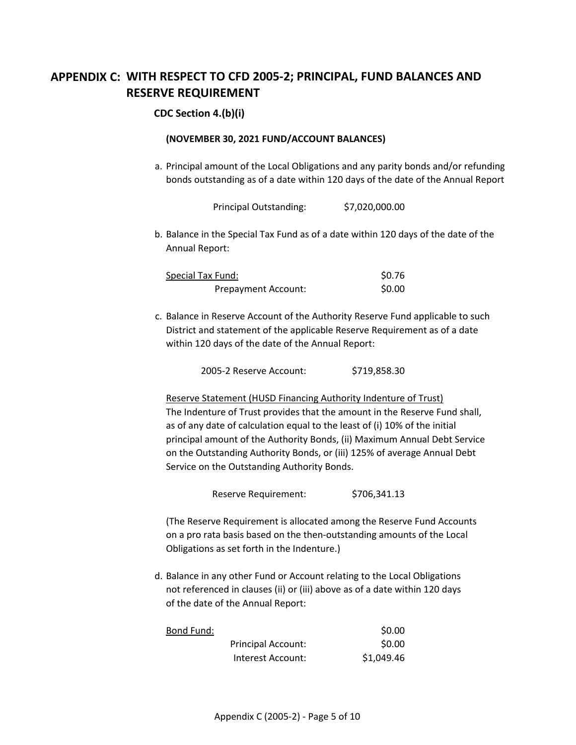# APPENDIX C: WITH RESPECT TO CFD 2005-2; PRINCIPAL, FUND BALANCES AND RESERVE REQUIREMENT

**CDC Section 4.(b)(i)**

**(NOVEMBER 30, 2021 FUND/ACCOUNT BALANCES)**

a. Principal amount of the Local Obligations and any parity bonds and/or refunding bonds outstanding as of a date within 120 days of the date of the Annual Report

| | |
|---|---|
| Principal Outstanding: | $7,020,000.00 |

b. Balance in the Special Tax Fund as of a date within 120 days of the date of the Annual Report:

| | |
|---|---|
| Special Tax Fund: | $0.76 |
| Prepayment Account: | $0.00 |

c. Balance in Reserve Account of the Authority Reserve Fund applicable to such District and statement of the applicable Reserve Requirement as of a date within 120 days of the date of the Annual Report:

| | |
|---|---|
| 2005-2 Reserve Account: | $719,858.30 |

Reserve Statement (HUSD Financing Authority Indenture of Trust)
The Indenture of Trust provides that the amount in the Reserve Fund shall, as of any date of calculation equal to the least of (i) 10% of the initial principal amount of the Authority Bonds, (ii) Maximum Annual Debt Service on the Outstanding Authority Bonds, or (iii) 125% of average Annual Debt Service on the Outstanding Authority Bonds.

| | |
|---|---|
| Reserve Requirement: | $706,341.13 |

(The Reserve Requirement is allocated among the Reserve Fund Accounts on a pro rata basis based on the then-outstanding amounts of the Local Obligations as set forth in the Indenture.)

d. Balance in any other Fund or Account relating to the Local Obligations not referenced in clauses (ii) or (iii) above as of a date within 120 days of the date of the Annual Report:

| | |
|---|---|
| Bond Fund: | $0.00 |
| Principal Account: | $0.00 |
| Interest Account: | $1,049.46 |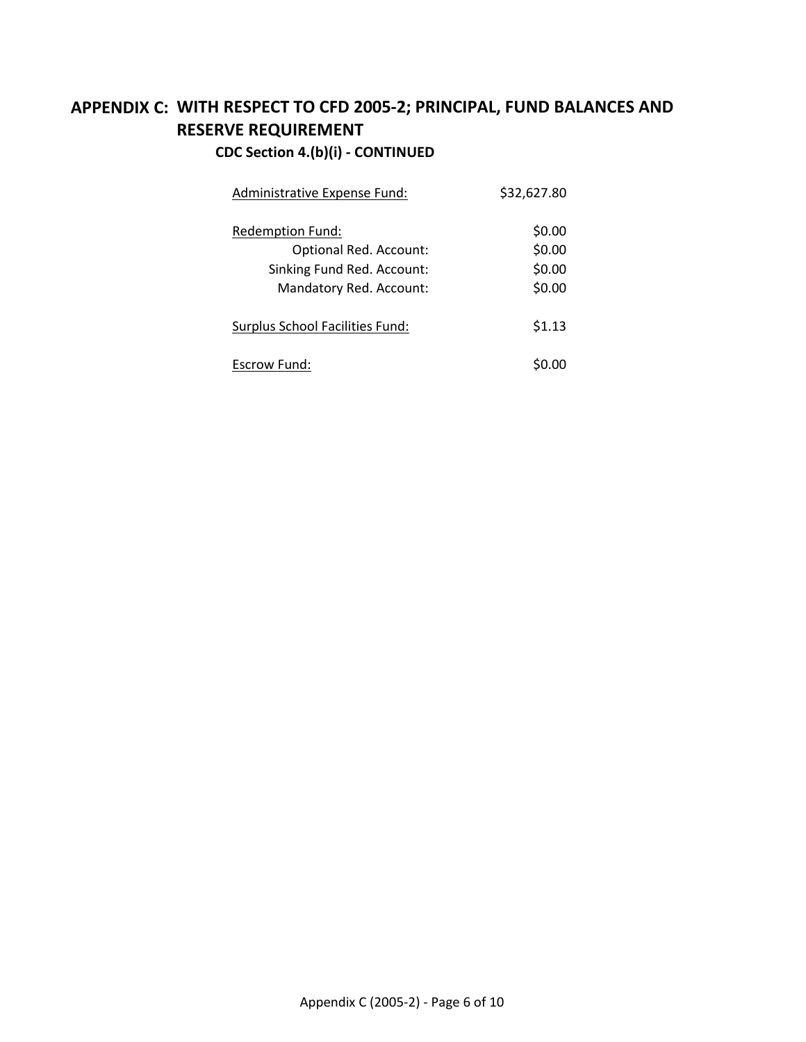# APPENDIX C: WITH RESPECT TO CFD 2005-2; PRINCIPAL, FUND BALANCES AND RESERVE REQUIREMENT

## CDC Section 4.(b)(i) - CONTINUED

| | |
|---|---|
| Administrative Expense Fund: | $32,627.80 |
| Redemption Fund: | $0.00 |
| Optional Red. Account: | $0.00 |
| Sinking Fund Red. Account: | $0.00 |
| Mandatory Red. Account: | $0.00 |
| Surplus School Facilities Fund: | $1.13 |
| Escrow Fund: | $0.00 |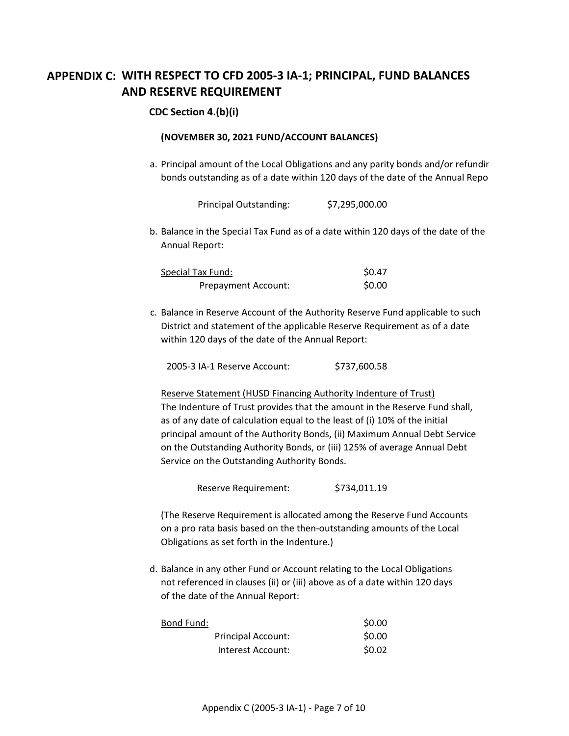# APPENDIX C: WITH RESPECT TO CFD 2005-3 IA-1; PRINCIPAL, FUND BALANCES AND RESERVE REQUIREMENT

**CDC Section 4.(b)(i)**

**(NOVEMBER 30, 2021 FUND/ACCOUNT BALANCES)**

a. Principal amount of the Local Obligations and any parity bonds and/or refundir bonds outstanding as of a date within 120 days of the date of the Annual Repo

| | |
|---|---|
| Principal Outstanding: | $7,295,000.00 |

b. Balance in the Special Tax Fund as of a date within 120 days of the date of the Annual Report:

| | |
|---|---|
| <u>Special Tax Fund:</u> | $0.47 |
| Prepayment Account: | $0.00 |

c. Balance in Reserve Account of the Authority Reserve Fund applicable to such District and statement of the applicable Reserve Requirement as of a date within 120 days of the date of the Annual Report:

| | |
|---|---|
| 2005-3 IA-1 Reserve Account: | $737,600.58 |

<u>Reserve Statement (HUSD Financing Authority Indenture of Trust)</u>
The Indenture of Trust provides that the amount in the Reserve Fund shall, as of any date of calculation equal to the least of (i) 10% of the initial principal amount of the Authority Bonds, (ii) Maximum Annual Debt Service on the Outstanding Authority Bonds, or (iii) 125% of average Annual Debt Service on the Outstanding Authority Bonds.

| | |
|---|---|
| Reserve Requirement: | $734,011.19 |

(The Reserve Requirement is allocated among the Reserve Fund Accounts on a pro rata basis based on the then-outstanding amounts of the Local Obligations as set forth in the Indenture.)

d. Balance in any other Fund or Account relating to the Local Obligations not referenced in clauses (ii) or (iii) above as of a date within 120 days of the date of the Annual Report:

| | |
|---|---|
| <u>Bond Fund:</u> | $0.00 |
| Principal Account: | $0.00 |
| Interest Account: | $0.02 |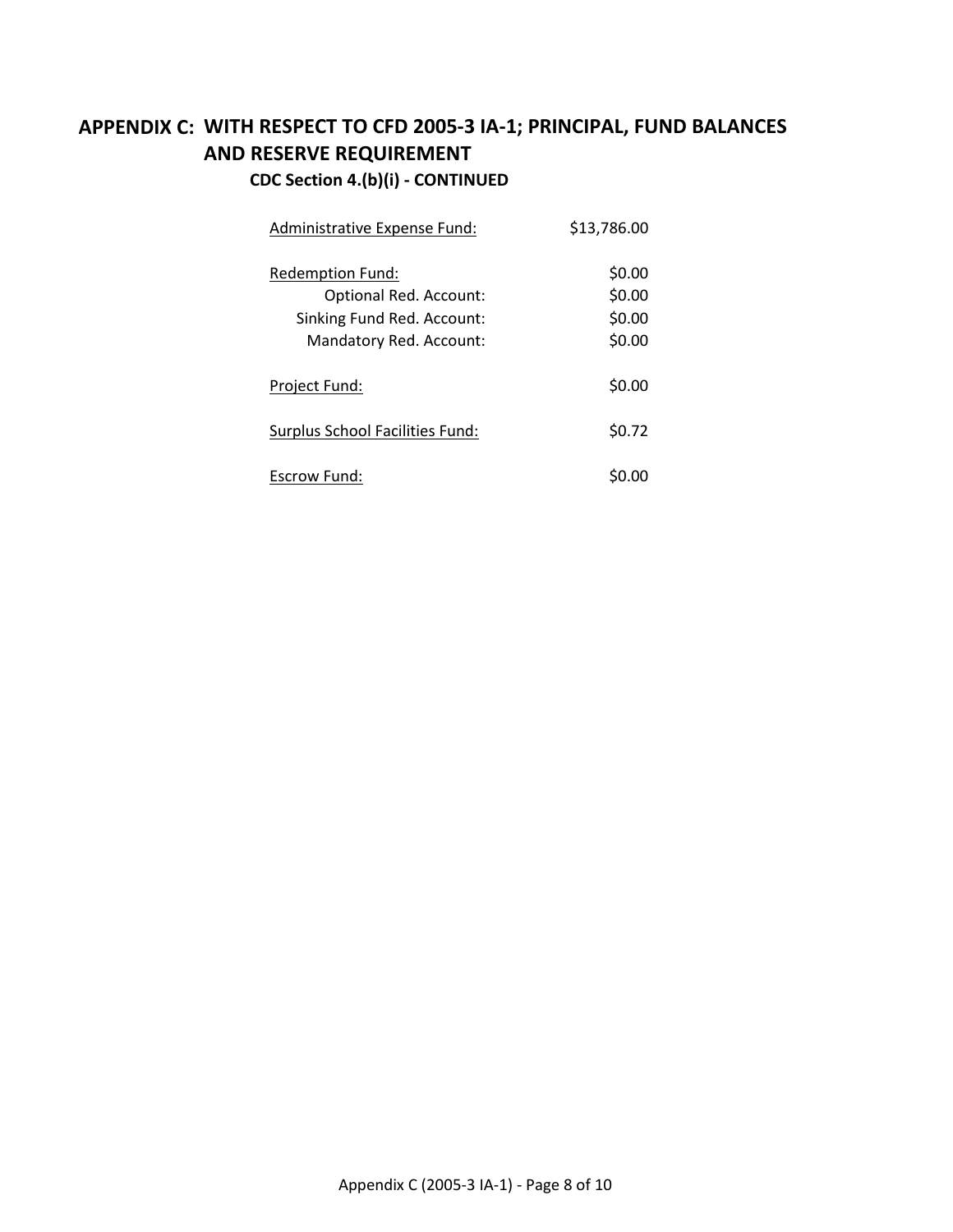# APPENDIX C: WITH RESPECT TO CFD 2005-3 IA-1; PRINCIPAL, FUND BALANCES AND RESERVE REQUIREMENT

**CDC Section 4.(b)(i) - CONTINUED**

| | |
|---|---|
| Administrative Expense Fund: | $13,786.00 |
| | |
| Redemption Fund: | $0.00 |
| Optional Red. Account: | $0.00 |
| Sinking Fund Red. Account: | $0.00 |
| Mandatory Red. Account: | $0.00 |
| | |
| Project Fund: | $0.00 |
| | |
| Surplus School Facilities Fund: | $0.72 |
| | |
| Escrow Fund: | $0.00 |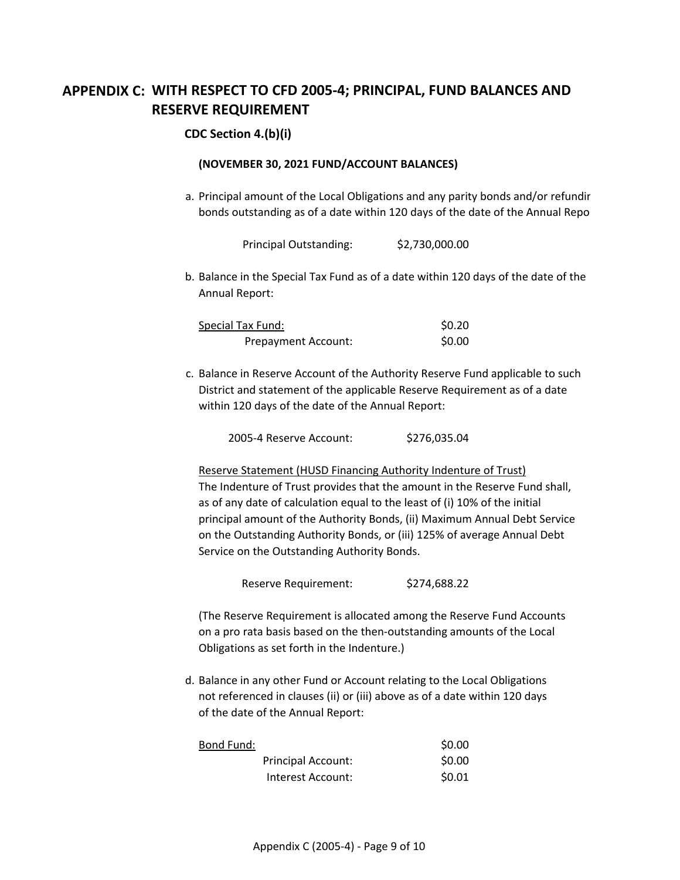## APPENDIX C: WITH RESPECT TO CFD 2005-4; PRINCIPAL, FUND BALANCES AND RESERVE REQUIREMENT

**CDC Section 4.(b)(i)**

**(NOVEMBER 30, 2021 FUND/ACCOUNT BALANCES)**

a. Principal amount of the Local Obligations and any parity bonds and/or refundir bonds outstanding as of a date within 120 days of the date of the Annual Repo

| | |
|---|---|
| Principal Outstanding: | $2,730,000.00 |

b. Balance in the Special Tax Fund as of a date within 120 days of the date of the Annual Report:

| | |
|---|---|
| Special Tax Fund: | $0.20 |
| Prepayment Account: | $0.00 |

c. Balance in Reserve Account of the Authority Reserve Fund applicable to such District and statement of the applicable Reserve Requirement as of a date within 120 days of the date of the Annual Report:

| | |
|---|---|
| 2005-4 Reserve Account: | $276,035.04 |

Reserve Statement (HUSD Financing Authority Indenture of Trust)
The Indenture of Trust provides that the amount in the Reserve Fund shall, as of any date of calculation equal to the least of (i) 10% of the initial principal amount of the Authority Bonds, (ii) Maximum Annual Debt Service on the Outstanding Authority Bonds, or (iii) 125% of average Annual Debt Service on the Outstanding Authority Bonds.

| | |
|---|---|
| Reserve Requirement: | $274,688.22 |

(The Reserve Requirement is allocated among the Reserve Fund Accounts on a pro rata basis based on the then-outstanding amounts of the Local Obligations as set forth in the Indenture.)

d. Balance in any other Fund or Account relating to the Local Obligations not referenced in clauses (ii) or (iii) above as of a date within 120 days of the date of the Annual Report:

| | |
|---|---|
| Bond Fund: | $0.00 |
| Principal Account: | $0.00 |
| Interest Account: | $0.01 |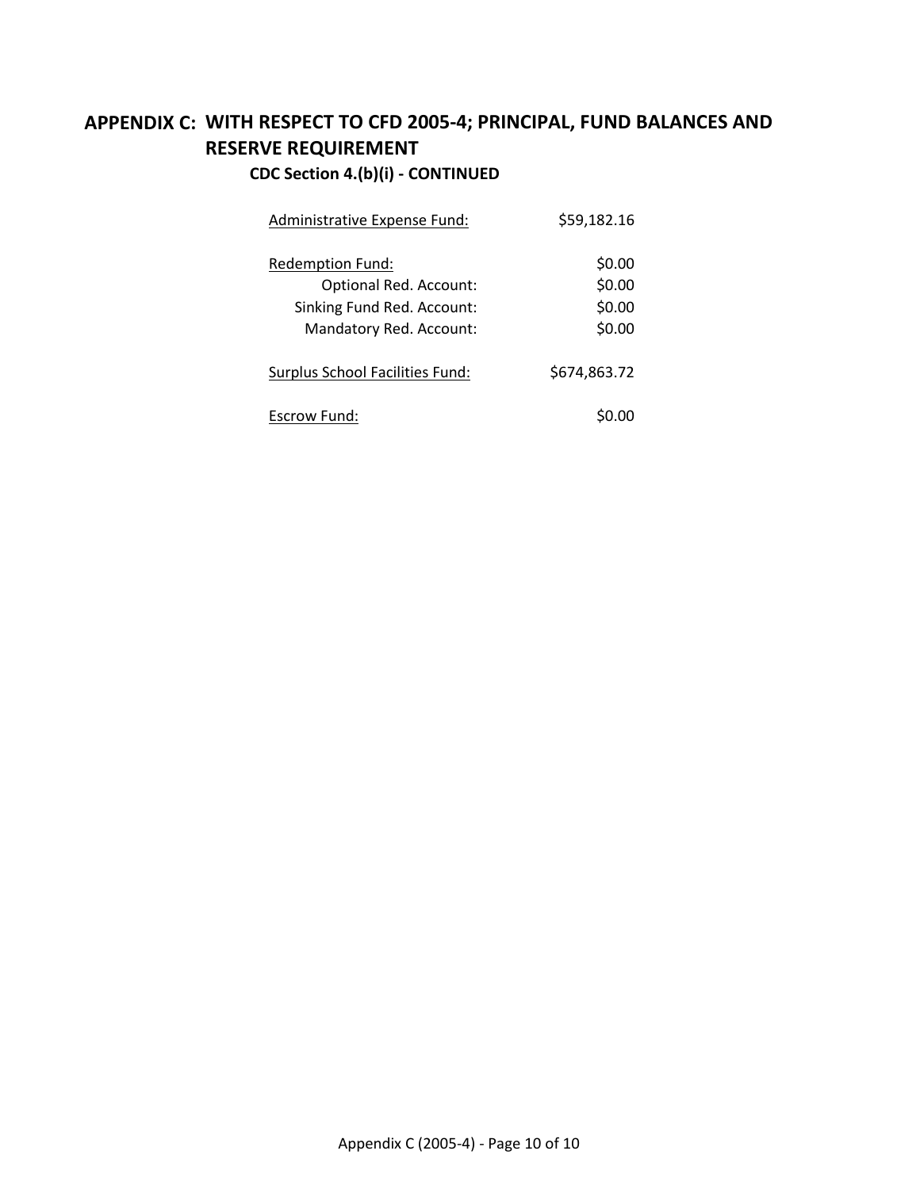## APPENDIX C: WITH RESPECT TO CFD 2005-4; PRINCIPAL, FUND BALANCES AND RESERVE REQUIREMENT

### CDC Section 4.(b)(i) - CONTINUED

| | |
|---|---|
| Administrative Expense Fund: | $59,182.16 |
| Redemption Fund: | $0.00 |
| Optional Red. Account: | $0.00 |
| Sinking Fund Red. Account: | $0.00 |
| Mandatory Red. Account: | $0.00 |
| Surplus School Facilities Fund: | $674,863.72 |
| Escrow Fund: | $0.00 |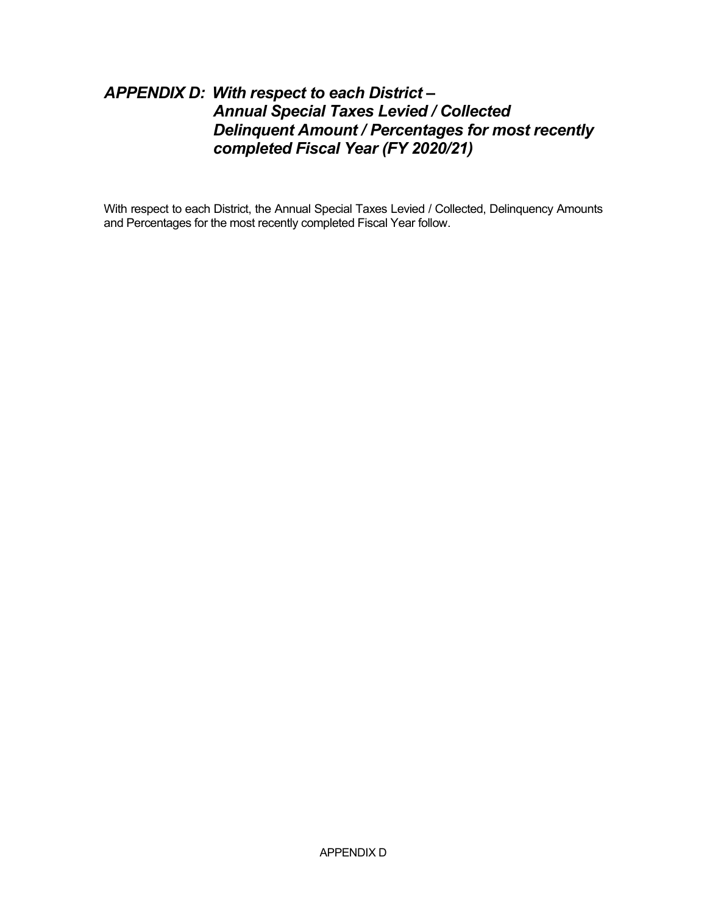## *APPENDIX D: With respect to each District – Annual Special Taxes Levied / Collected Delinquent Amount / Percentages for most recently completed Fiscal Year (FY 2020/21)*

With respect to each District, the Annual Special Taxes Levied / Collected, Delinquency Amounts and Percentages for the most recently completed Fiscal Year follow.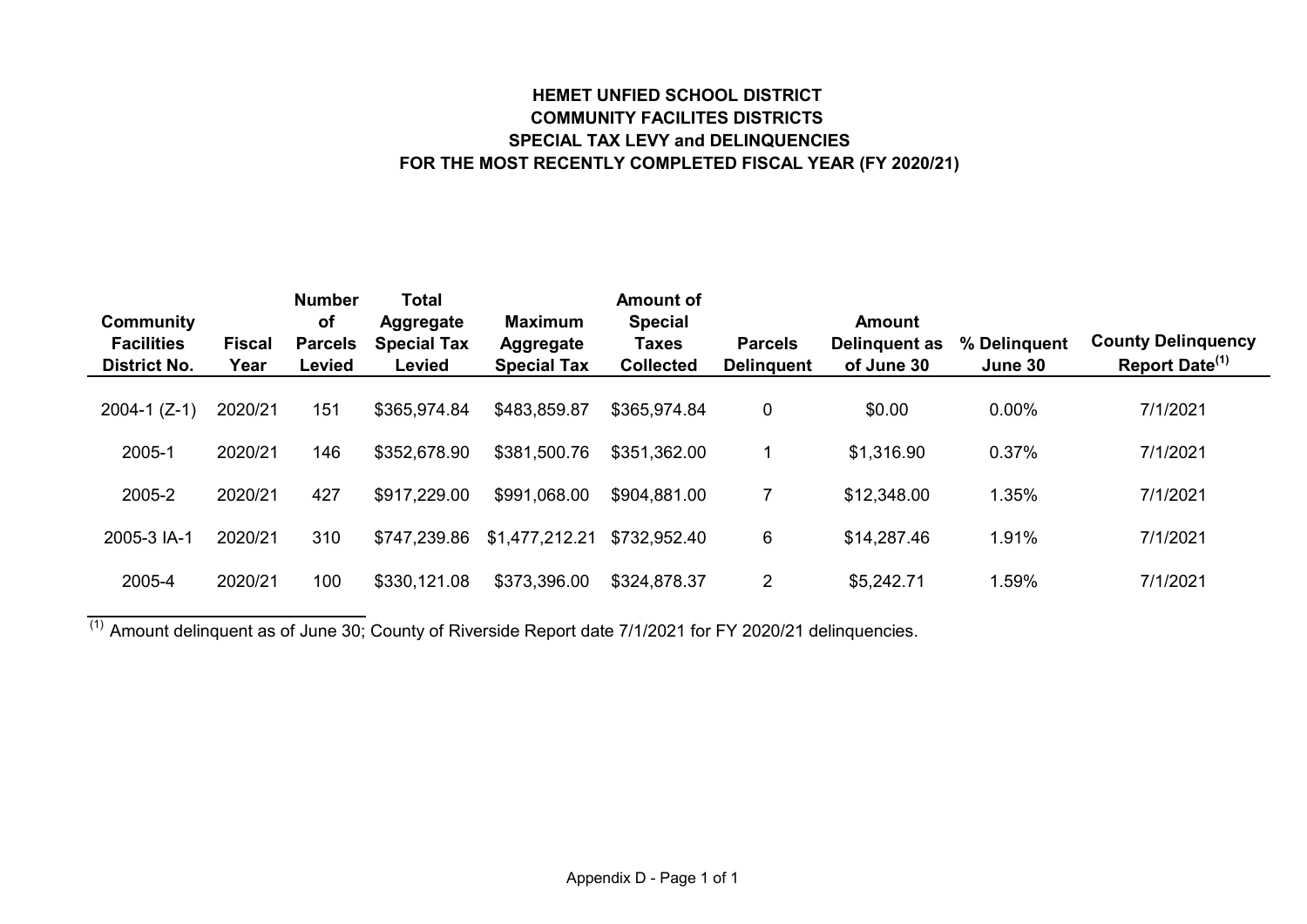# HEMET UNFIED SCHOOL DISTRICT
## COMMUNITY FACILITES DISTRICTS
## SPECIAL TAX LEVY and DELINQUENCIES
## FOR THE MOST RECENTLY COMPLETED FISCAL YEAR (FY 2020/21)

| Community Facilities District No. | Fiscal Year | Number of Parcels Levied | Total Aggregate Special Tax Levied | Maximum Aggregate Special Tax | Amount of Special Taxes Collected | Parcels Delinquent | Amount Delinquent as of June 30 | % Delinquent June 30 | County Delinquency Report Date[(1)] |
|---|---|---|---|---|---|---|---|---|---|
| 2004-1 (Z-1) | 2020/21 | 151 | $365,974.84 | $483,859.87 | $365,974.84 | 0 | $0.00 | 0.00% | 7/1/2021 |
| 2005-1 | 2020/21 | 146 | $352,678.90 | $381,500.76 | $351,362.00 | 1 | $1,316.90 | 0.37% | 7/1/2021 |
| 2005-2 | 2020/21 | 427 | $917,229.00 | $991,068.00 | $904,881.00 | 7 | $12,348.00 | 1.35% | 7/1/2021 |
| 2005-3 IA-1 | 2020/21 | 310 | $747,239.86 | $1,477,212.21 | $732,952.40 | 6 | $14,287.46 | 1.91% | 7/1/2021 |
| 2005-4 | 2020/21 | 100 | $330,121.08 | $373,396.00 | $324,878.37 | 2 | $5,242.71 | 1.59% | 7/1/2021 |

[(1)] Amount delinquent as of June 30; County of Riverside Report date 7/1/2021 for FY 2020/21 delinquencies.

Appendix D - Page 1 of 1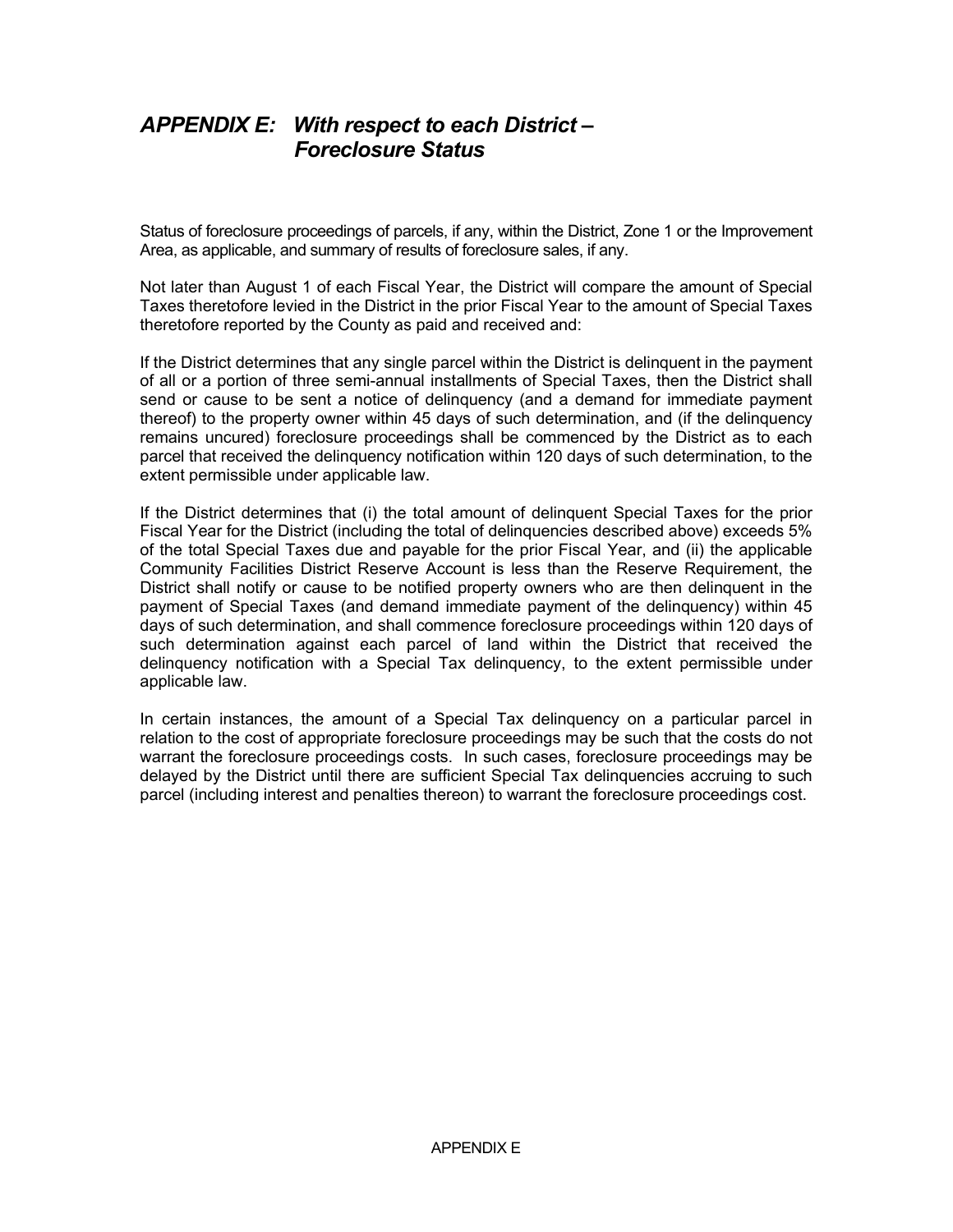## *APPENDIX E: With respect to each District – Foreclosure Status*

Status of foreclosure proceedings of parcels, if any, within the District, Zone 1 or the Improvement Area, as applicable, and summary of results of foreclosure sales, if any.

Not later than August 1 of each Fiscal Year, the District will compare the amount of Special Taxes theretofore levied in the District in the prior Fiscal Year to the amount of Special Taxes theretofore reported by the County as paid and received and:

If the District determines that any single parcel within the District is delinquent in the payment of all or a portion of three semi-annual installments of Special Taxes, then the District shall send or cause to be sent a notice of delinquency (and a demand for immediate payment thereof) to the property owner within 45 days of such determination, and (if the delinquency remains uncured) foreclosure proceedings shall be commenced by the District as to each parcel that received the delinquency notification within 120 days of such determination, to the extent permissible under applicable law.

If the District determines that (i) the total amount of delinquent Special Taxes for the prior Fiscal Year for the District (including the total of delinquencies described above) exceeds 5% of the total Special Taxes due and payable for the prior Fiscal Year, and (ii) the applicable Community Facilities District Reserve Account is less than the Reserve Requirement, the District shall notify or cause to be notified property owners who are then delinquent in the payment of Special Taxes (and demand immediate payment of the delinquency) within 45 days of such determination, and shall commence foreclosure proceedings within 120 days of such determination against each parcel of land within the District that received the delinquency notification with a Special Tax delinquency, to the extent permissible under applicable law.

In certain instances, the amount of a Special Tax delinquency on a particular parcel in relation to the cost of appropriate foreclosure proceedings may be such that the costs do not warrant the foreclosure proceedings costs. In such cases, foreclosure proceedings may be delayed by the District until there are sufficient Special Tax delinquencies accruing to such parcel (including interest and penalties thereon) to warrant the foreclosure proceedings cost.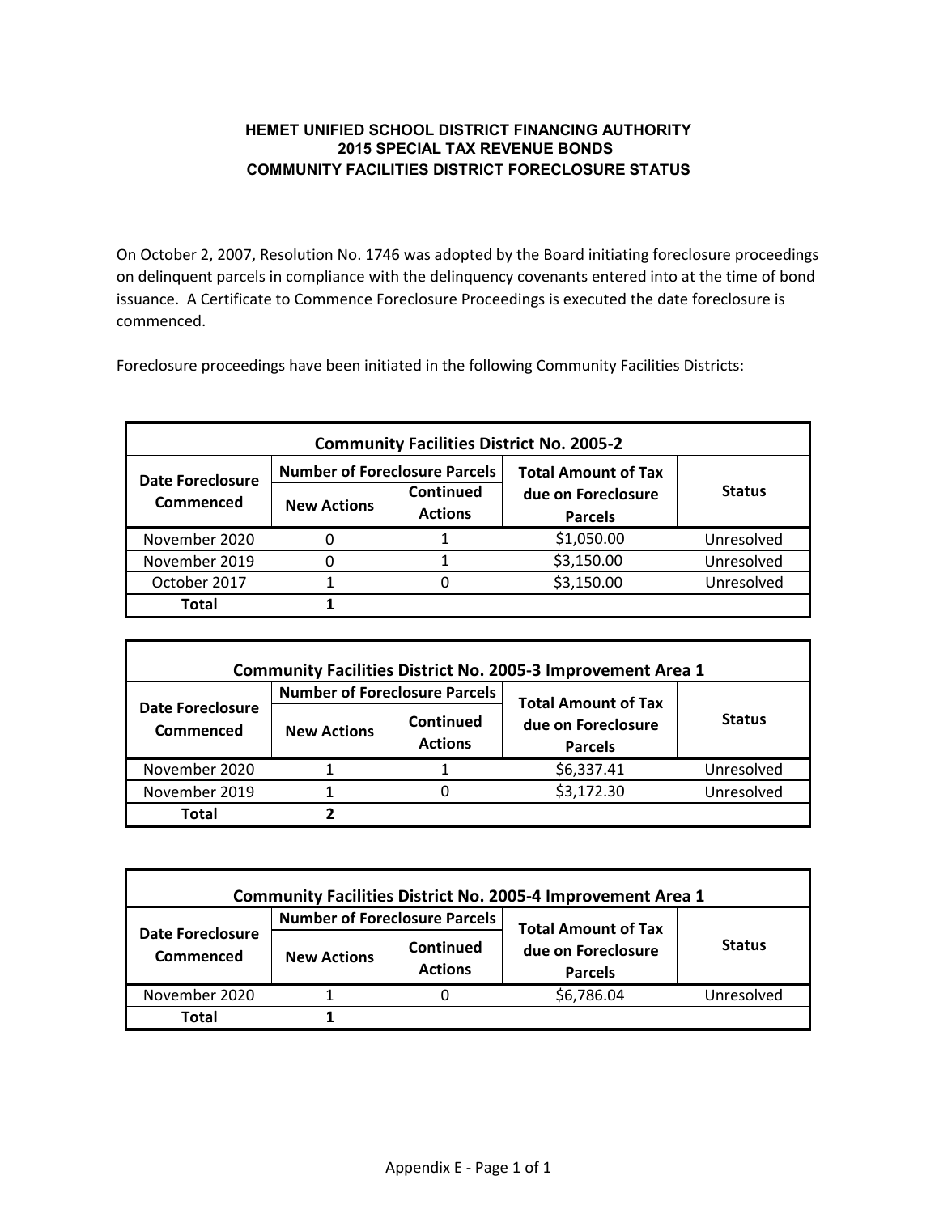# HEMET UNIFIED SCHOOL DISTRICT FINANCING AUTHORITY
## 2015 SPECIAL TAX REVENUE BONDS
## COMMUNITY FACILITIES DISTRICT FORECLOSURE STATUS

On October 2, 2007, Resolution No. 1746 was adopted by the Board initiating foreclosure proceedings on delinquent parcels in compliance with the delinquency covenants entered into at the time of bond issuance. A Certificate to Commence Foreclosure Proceedings is executed the date foreclosure is commenced.

Foreclosure proceedings have been initiated in the following Community Facilities Districts:

| Community Facilities District No. 2005-2 | | | | |
|---|---|---|---|---|
| Date Foreclosure Commenced | Number of Foreclosure Parcels | | Total Amount of Tax due on Foreclosure Parcels | Status |
| | New Actions | Continued Actions | | |
| November 2020 | 0 | 1 | $1,050.00 | Unresolved |
| November 2019 | 0 | 1 | $3,150.00 | Unresolved |
| October 2017 | 1 | 0 | $3,150.00 | Unresolved |
| **Total** | **1** | | | |

| Community Facilities District No. 2005-3 Improvement Area 1 | | | | |
|---|---|---|---|---|
| Date Foreclosure Commenced | Number of Foreclosure Parcels | | Total Amount of Tax due on Foreclosure Parcels | Status |
| | New Actions | Continued Actions | | |
| November 2020 | 1 | 1 | $6,337.41 | Unresolved |
| November 2019 | 1 | 0 | $3,172.30 | Unresolved |
| **Total** | **2** | | | |

| Community Facilities District No. 2005-4 Improvement Area 1 | | | | |
|---|---|---|---|---|
| Date Foreclosure Commenced | Number of Foreclosure Parcels | | Total Amount of Tax due on Foreclosure Parcels | Status |
| | New Actions | Continued Actions | | |
| November 2020 | 1 | 0 | $6,786.04 | Unresolved |
| **Total** | **1** | | | |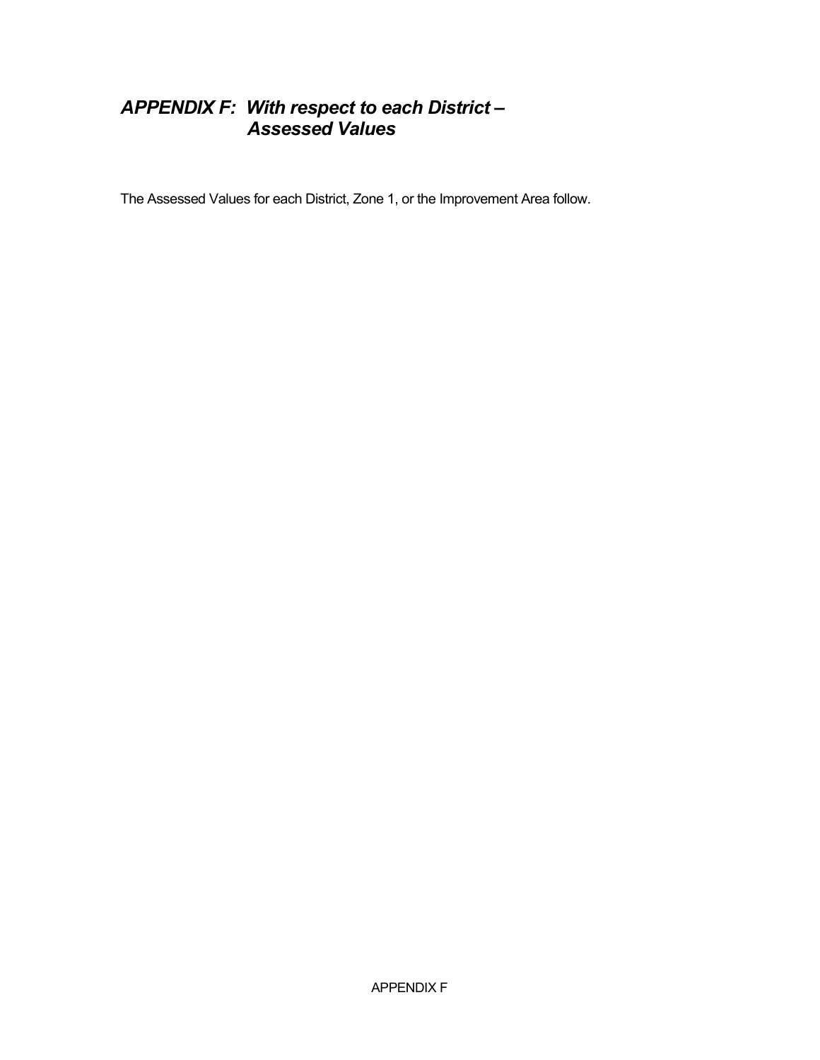# *APPENDIX F: With respect to each District – Assessed Values*

The Assessed Values for each District, Zone 1, or the Improvement Area follow.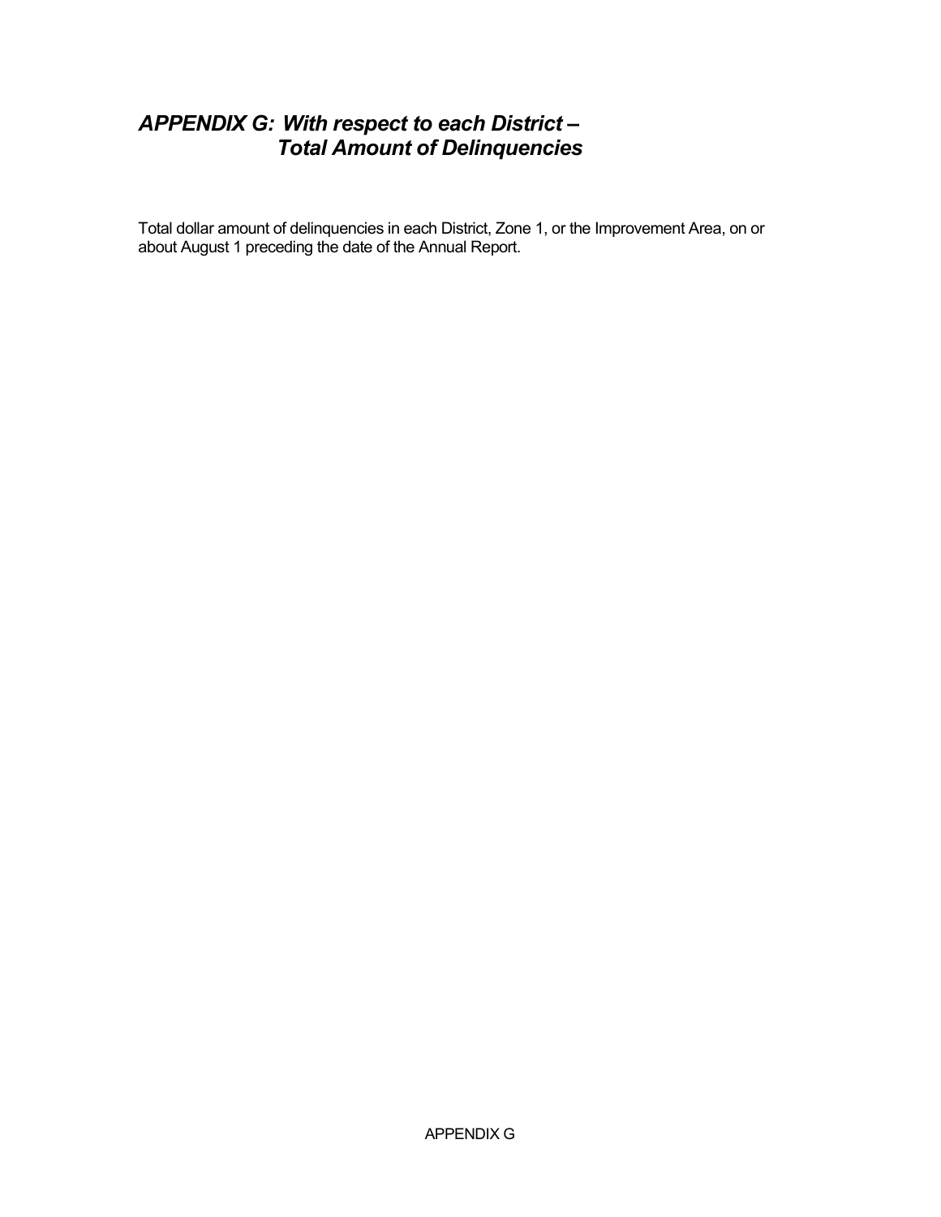# *APPENDIX G: With respect to each District – Total Amount of Delinquencies*

Total dollar amount of delinquencies in each District, Zone 1, or the Improvement Area, on or about August 1 preceding the date of the Annual Report.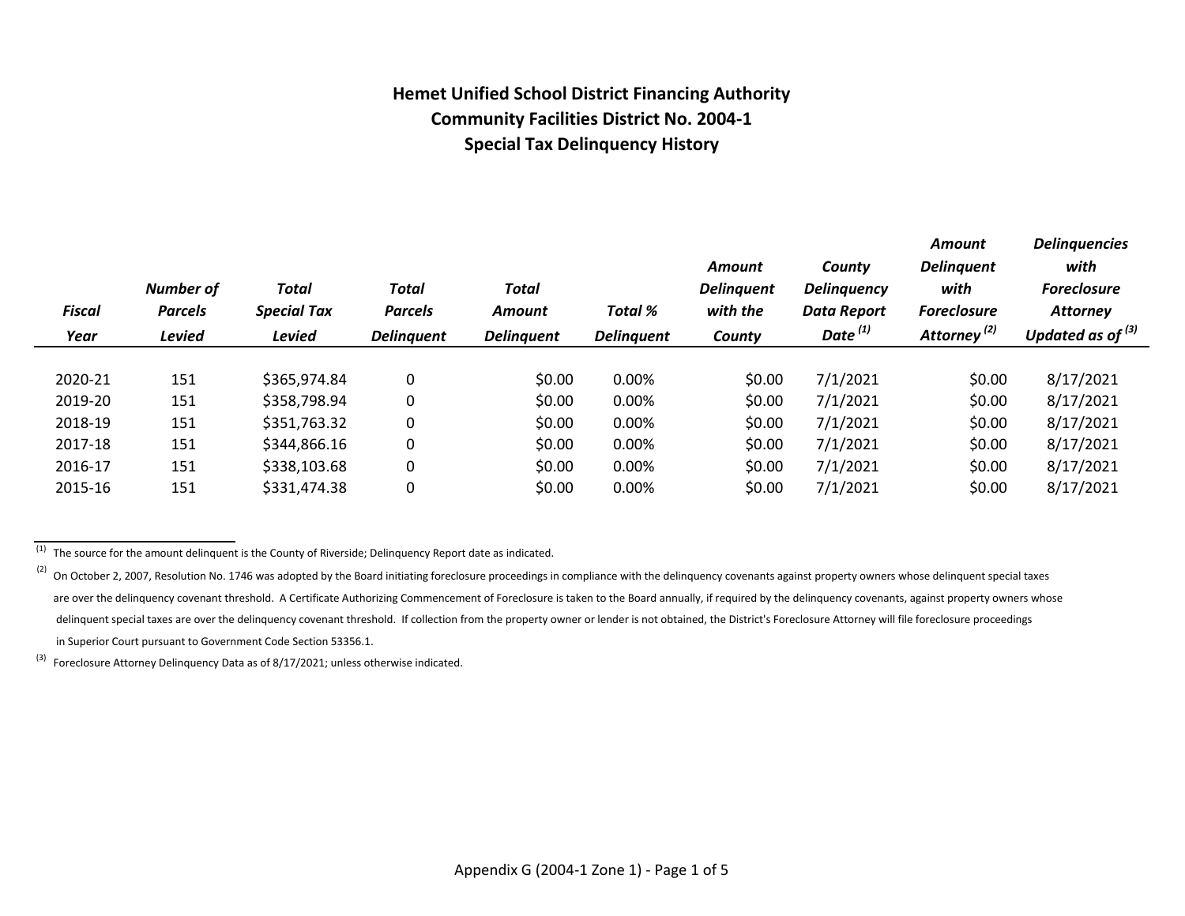# Hemet Unified School District Financing Authority
## Community Facilities District No. 2004-1
## Special Tax Delinquency History

| *Fiscal Year* | *Number of Parcels Levied* | *Total Special Tax Levied* | *Total Parcels Delinquent* | *Total Amount Delinquent* | *Total % Delinquent* | *Amount Delinquent with the County* | *County Delinquency Data Report Date* [(1)] | *Amount Delinquent with Foreclosure Attorney* [(2)] | *Delinquencies with Foreclosure Attorney Updated as of* [(3)] |
|---|---|---|---|---|---|---|---|---|---|
| 2020-21 | 151 | $365,974.84 | 0 | $0.00 | 0.00% | $0.00 | 7/1/2021 | $0.00 | 8/17/2021 |
| 2019-20 | 151 | $358,798.94 | 0 | $0.00 | 0.00% | $0.00 | 7/1/2021 | $0.00 | 8/17/2021 |
| 2018-19 | 151 | $351,763.32 | 0 | $0.00 | 0.00% | $0.00 | 7/1/2021 | $0.00 | 8/17/2021 |
| 2017-18 | 151 | $344,866.16 | 0 | $0.00 | 0.00% | $0.00 | 7/1/2021 | $0.00 | 8/17/2021 |
| 2016-17 | 151 | $338,103.68 | 0 | $0.00 | 0.00% | $0.00 | 7/1/2021 | $0.00 | 8/17/2021 |
| 2015-16 | 151 | $331,474.38 | 0 | $0.00 | 0.00% | $0.00 | 7/1/2021 | $0.00 | 8/17/2021 |

[(1)] The source for the amount delinquent is the County of Riverside; Delinquency Report date as indicated.

[(2)] On October 2, 2007, Resolution No. 1746 was adopted by the Board initiating foreclosure proceedings in compliance with the delinquency covenants against property owners whose delinquent special taxes are over the delinquency covenant threshold. A Certificate Authorizing Commencement of Foreclosure is taken to the Board annually, if required by the delinquency covenants, against property owners whose delinquent special taxes are over the delinquency covenant threshold. If collection from the property owner or lender is not obtained, the District's Foreclosure Attorney will file foreclosure proceedings in Superior Court pursuant to Government Code Section 53356.1.

[(3)] Foreclosure Attorney Delinquency Data as of 8/17/2021; unless otherwise indicated.

Appendix G (2004-1 Zone 1) - Page 1 of 5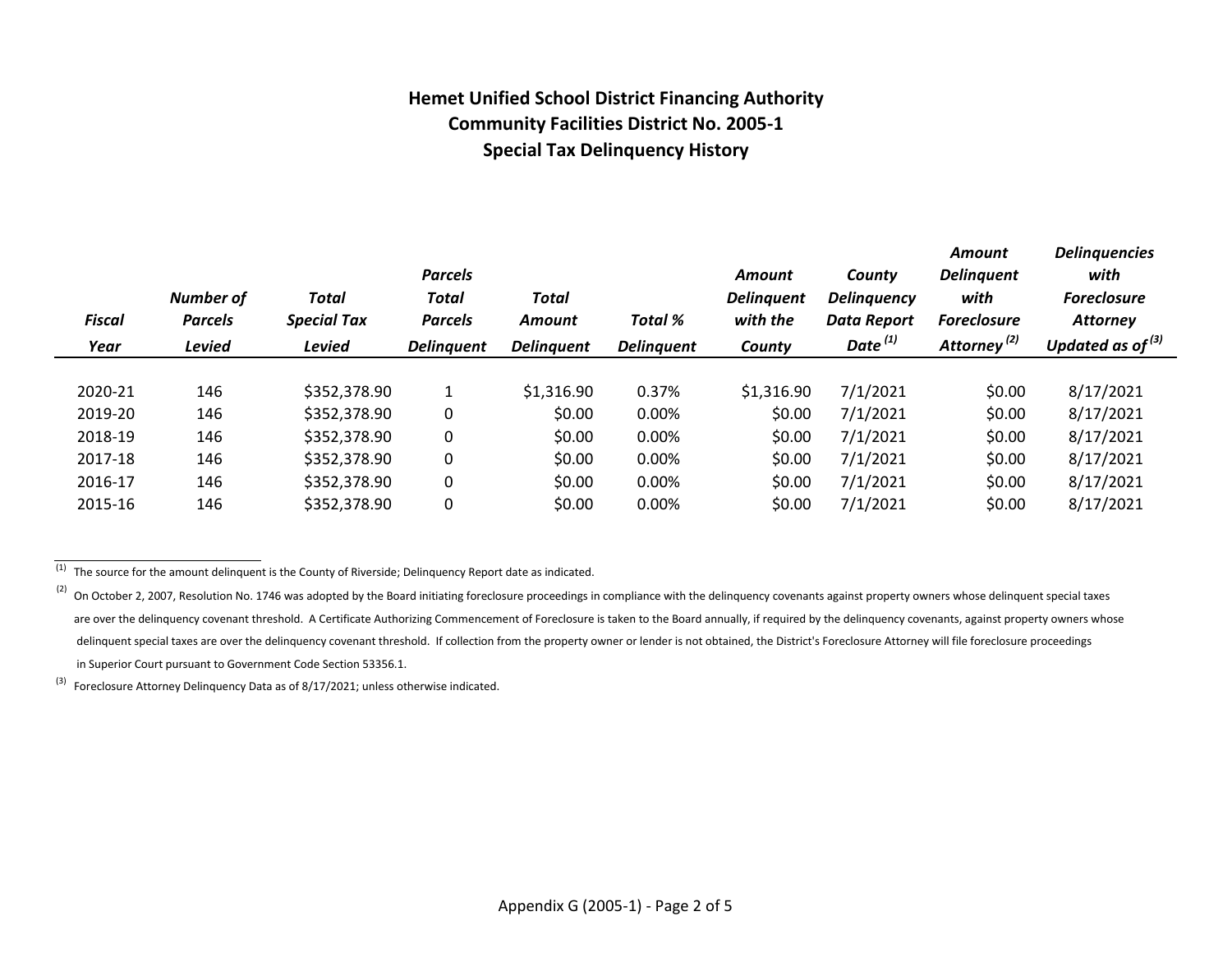# Hemet Unified School District Financing Authority
## Community Facilities District No. 2005-1
## Special Tax Delinquency History

| Fiscal Year | Number of Parcels Levied | Total Special Tax Levied | Parcels Total Parcels Delinquent | Total Amount Delinquent | Total % Delinquent | Amount Delinquent with the County | County Delinquency Data Report Date [(1)] | Amount Delinquent with Foreclosure Attorney [(2)] | Delinquencies with Foreclosure Attorney Updated as of [(3)] |
|---|---|---|---|---|---|---|---|---|---|
| 2020-21 | 146 | $352,378.90 | 1 | $1,316.90 | 0.37% | $1,316.90 | 7/1/2021 | $0.00 | 8/17/2021 |
| 2019-20 | 146 | $352,378.90 | 0 | $0.00 | 0.00% | $0.00 | 7/1/2021 | $0.00 | 8/17/2021 |
| 2018-19 | 146 | $352,378.90 | 0 | $0.00 | 0.00% | $0.00 | 7/1/2021 | $0.00 | 8/17/2021 |
| 2017-18 | 146 | $352,378.90 | 0 | $0.00 | 0.00% | $0.00 | 7/1/2021 | $0.00 | 8/17/2021 |
| 2016-17 | 146 | $352,378.90 | 0 | $0.00 | 0.00% | $0.00 | 7/1/2021 | $0.00 | 8/17/2021 |
| 2015-16 | 146 | $352,378.90 | 0 | $0.00 | 0.00% | $0.00 | 7/1/2021 | $0.00 | 8/17/2021 |

(1) The source for the amount delinquent is the County of Riverside; Delinquency Report date as indicated.

(2) On October 2, 2007, Resolution No. 1746 was adopted by the Board initiating foreclosure proceedings in compliance with the delinquency covenants against property owners whose delinquent special taxes are over the delinquency covenant threshold. A Certificate Authorizing Commencement of Foreclosure is taken to the Board annually, if required by the delinquency covenants, against property owners whose delinquent special taxes are over the delinquency covenant threshold. If collection from the property owner or lender is not obtained, the District's Foreclosure Attorney will file foreclosure proceedings in Superior Court pursuant to Government Code Section 53356.1.

(3) Foreclosure Attorney Delinquency Data as of 8/17/2021; unless otherwise indicated.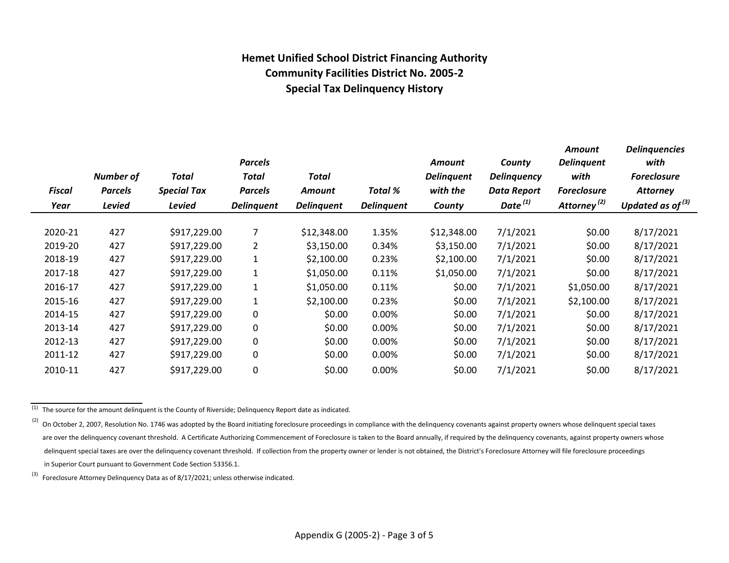## Hemet Unified School District Financing Authority
## Community Facilities District No. 2005-2
## Special Tax Delinquency History

| Fiscal Year | Number of Parcels Levied | Total Special Tax Levied | Parcels Total Parcels Delinquent | Total Amount Delinquent | Total % Delinquent | Amount Delinquent with the County | County Delinquency Data Report Date [(1)] | Amount Delinquent with Foreclosure Attorney [(2)] | Delinquencies with Foreclosure Attorney Updated as of [(3)] |
|---|---|---|---|---|---|---|---|---|---|
| 2020-21 | 427 | $917,229.00 | 7 | $12,348.00 | 1.35% | $12,348.00 | 7/1/2021 | $0.00 | 8/17/2021 |
| 2019-20 | 427 | $917,229.00 | 2 | $3,150.00 | 0.34% | $3,150.00 | 7/1/2021 | $0.00 | 8/17/2021 |
| 2018-19 | 427 | $917,229.00 | 1 | $2,100.00 | 0.23% | $2,100.00 | 7/1/2021 | $0.00 | 8/17/2021 |
| 2017-18 | 427 | $917,229.00 | 1 | $1,050.00 | 0.11% | $1,050.00 | 7/1/2021 | $0.00 | 8/17/2021 |
| 2016-17 | 427 | $917,229.00 | 1 | $1,050.00 | 0.11% | $0.00 | 7/1/2021 | $1,050.00 | 8/17/2021 |
| 2015-16 | 427 | $917,229.00 | 1 | $2,100.00 | 0.23% | $0.00 | 7/1/2021 | $2,100.00 | 8/17/2021 |
| 2014-15 | 427 | $917,229.00 | 0 | $0.00 | 0.00% | $0.00 | 7/1/2021 | $0.00 | 8/17/2021 |
| 2013-14 | 427 | $917,229.00 | 0 | $0.00 | 0.00% | $0.00 | 7/1/2021 | $0.00 | 8/17/2021 |
| 2012-13 | 427 | $917,229.00 | 0 | $0.00 | 0.00% | $0.00 | 7/1/2021 | $0.00 | 8/17/2021 |
| 2011-12 | 427 | $917,229.00 | 0 | $0.00 | 0.00% | $0.00 | 7/1/2021 | $0.00 | 8/17/2021 |
| 2010-11 | 427 | $917,229.00 | 0 | $0.00 | 0.00% | $0.00 | 7/1/2021 | $0.00 | 8/17/2021 |

(1) The source for the amount delinquent is the County of Riverside; Delinquency Report date as indicated.

(2) On October 2, 2007, Resolution No. 1746 was adopted by the Board initiating foreclosure proceedings in compliance with the delinquency covenants against property owners whose delinquent special taxes are over the delinquency covenant threshold. A Certificate Authorizing Commencement of Foreclosure is taken to the Board annually, if required by the delinquency covenants, against property owners whose delinquent special taxes are over the delinquency covenant threshold. If collection from the property owner or lender is not obtained, the District's Foreclosure Attorney will file foreclosure proceedings in Superior Court pursuant to Government Code Section 53356.1.

(3) Foreclosure Attorney Delinquency Data as of 8/17/2021; unless otherwise indicated.

Appendix G (2005-2) - Page 3 of 5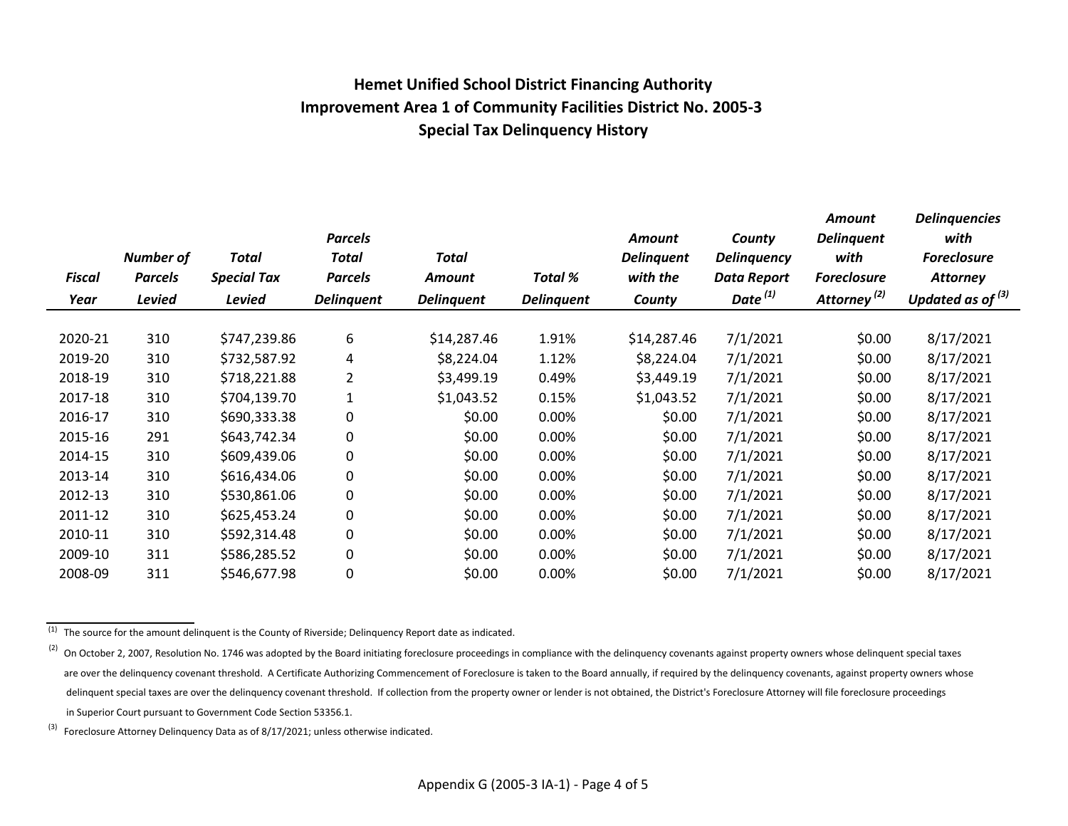# Hemet Unified School District Financing Authority
## Improvement Area 1 of Community Facilities District No. 2005-3
## Special Tax Delinquency History

| Fiscal Year | Number of Parcels Levied | Total Special Tax Levied | Parcels Total Parcels Delinquent | Total Amount Delinquent | Total % Delinquent | Amount Delinquent with the County | County Delinquency Data Report Date [(1)] | Amount Delinquent with Foreclosure Attorney [(2)] | Delinquencies with Foreclosure Attorney Updated as of [(3)] |
|---|---|---|---|---|---|---|---|---|---|
| 2020-21 | 310 | $747,239.86 | 6 | $14,287.46 | 1.91% | $14,287.46 | 7/1/2021 | $0.00 | 8/17/2021 |
| 2019-20 | 310 | $732,587.92 | 4 | $8,224.04 | 1.12% | $8,224.04 | 7/1/2021 | $0.00 | 8/17/2021 |
| 2018-19 | 310 | $718,221.88 | 2 | $3,499.19 | 0.49% | $3,449.19 | 7/1/2021 | $0.00 | 8/17/2021 |
| 2017-18 | 310 | $704,139.70 | 1 | $1,043.52 | 0.15% | $1,043.52 | 7/1/2021 | $0.00 | 8/17/2021 |
| 2016-17 | 310 | $690,333.38 | 0 | $0.00 | 0.00% | $0.00 | 7/1/2021 | $0.00 | 8/17/2021 |
| 2015-16 | 291 | $643,742.34 | 0 | $0.00 | 0.00% | $0.00 | 7/1/2021 | $0.00 | 8/17/2021 |
| 2014-15 | 310 | $609,439.06 | 0 | $0.00 | 0.00% | $0.00 | 7/1/2021 | $0.00 | 8/17/2021 |
| 2013-14 | 310 | $616,434.06 | 0 | $0.00 | 0.00% | $0.00 | 7/1/2021 | $0.00 | 8/17/2021 |
| 2012-13 | 310 | $530,861.06 | 0 | $0.00 | 0.00% | $0.00 | 7/1/2021 | $0.00 | 8/17/2021 |
| 2011-12 | 310 | $625,453.24 | 0 | $0.00 | 0.00% | $0.00 | 7/1/2021 | $0.00 | 8/17/2021 |
| 2010-11 | 310 | $592,314.48 | 0 | $0.00 | 0.00% | $0.00 | 7/1/2021 | $0.00 | 8/17/2021 |
| 2009-10 | 311 | $586,285.52 | 0 | $0.00 | 0.00% | $0.00 | 7/1/2021 | $0.00 | 8/17/2021 |
| 2008-09 | 311 | $546,677.98 | 0 | $0.00 | 0.00% | $0.00 | 7/1/2021 | $0.00 | 8/17/2021 |

(1) The source for the amount delinquent is the County of Riverside; Delinquency Report date as indicated.

(2) On October 2, 2007, Resolution No. 1746 was adopted by the Board initiating foreclosure proceedings in compliance with the delinquency covenants against property owners whose delinquent special taxes are over the delinquency covenant threshold. A Certificate Authorizing Commencement of Foreclosure is taken to the Board annually, if required by the delinquency covenants, against property owners whose delinquent special taxes are over the delinquency covenant threshold. If collection from the property owner or lender is not obtained, the District's Foreclosure Attorney will file foreclosure proceedings in Superior Court pursuant to Government Code Section 53356.1.

(3) Foreclosure Attorney Delinquency Data as of 8/17/2021; unless otherwise indicated.

Appendix G (2005-3 IA-1) - Page 4 of 5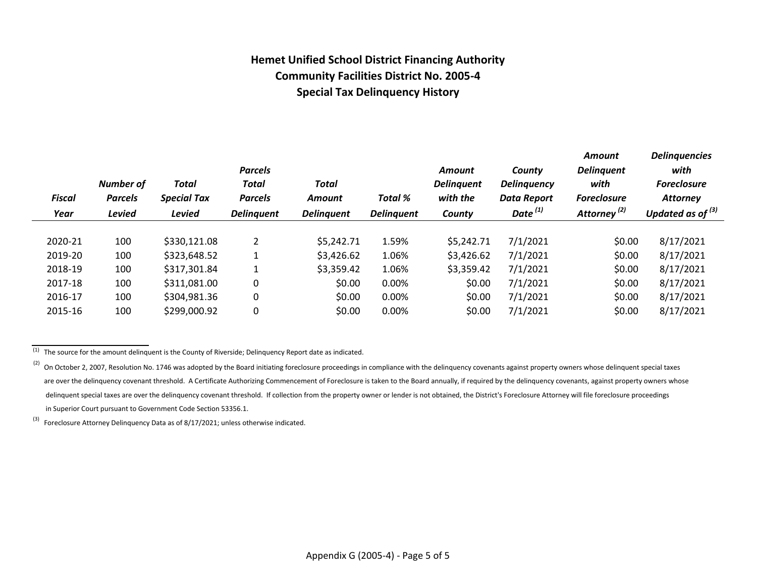# Hemet Unified School District Financing Authority
## Community Facilities District No. 2005-4
### Special Tax Delinquency History

| *Fiscal Year* | *Number of Parcels Levied* | *Total Special Tax Levied* | *Parcels Total Parcels Delinquent* | *Total Amount Delinquent* | *Total % Delinquent* | *Amount Delinquent with the County* | *County Delinquency Data Report Date [(1)]* | *Amount Delinquent with Foreclosure Attorney [(2)]* | *Delinquencies with Foreclosure Attorney Updated as of [(3)]* |
|---|---|---|---|---|---|---|---|---|---|
| 2020-21 | 100 | $330,121.08 | 2 | $5,242.71 | 1.59% | $5,242.71 | 7/1/2021 | $0.00 | 8/17/2021 |
| 2019-20 | 100 | $323,648.52 | 1 | $3,426.62 | 1.06% | $3,426.62 | 7/1/2021 | $0.00 | 8/17/2021 |
| 2018-19 | 100 | $317,301.84 | 1 | $3,359.42 | 1.06% | $3,359.42 | 7/1/2021 | $0.00 | 8/17/2021 |
| 2017-18 | 100 | $311,081.00 | 0 | $0.00 | 0.00% | $0.00 | 7/1/2021 | $0.00 | 8/17/2021 |
| 2016-17 | 100 | $304,981.36 | 0 | $0.00 | 0.00% | $0.00 | 7/1/2021 | $0.00 | 8/17/2021 |
| 2015-16 | 100 | $299,000.92 | 0 | $0.00 | 0.00% | $0.00 | 7/1/2021 | $0.00 | 8/17/2021 |

---

(1) The source for the amount delinquent is the County of Riverside; Delinquency Report date as indicated.

(2) On October 2, 2007, Resolution No. 1746 was adopted by the Board initiating foreclosure proceedings in compliance with the delinquency covenants against property owners whose delinquent special taxes are over the delinquency covenant threshold. A Certificate Authorizing Commencement of Foreclosure is taken to the Board annually, if required by the delinquency covenants, against property owners whose delinquent special taxes are over the delinquency covenant threshold. If collection from the property owner or lender is not obtained, the District's Foreclosure Attorney will file foreclosure proceedings in Superior Court pursuant to Government Code Section 53356.1.

(3) Foreclosure Attorney Delinquency Data as of 8/17/2021; unless otherwise indicated.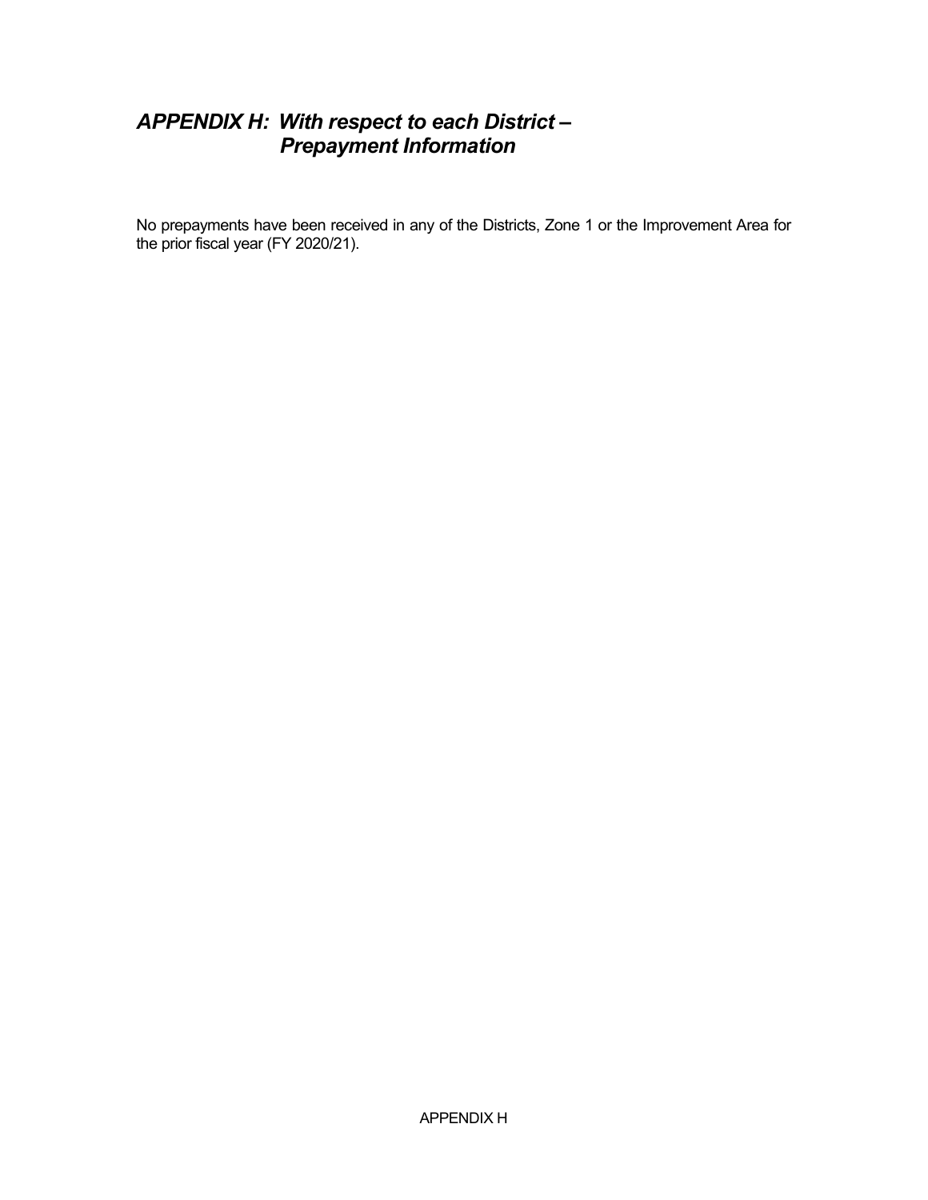## *APPENDIX H: With respect to each District – Prepayment Information*

No prepayments have been received in any of the Districts, Zone 1 or the Improvement Area for the prior fiscal year (FY 2020/21).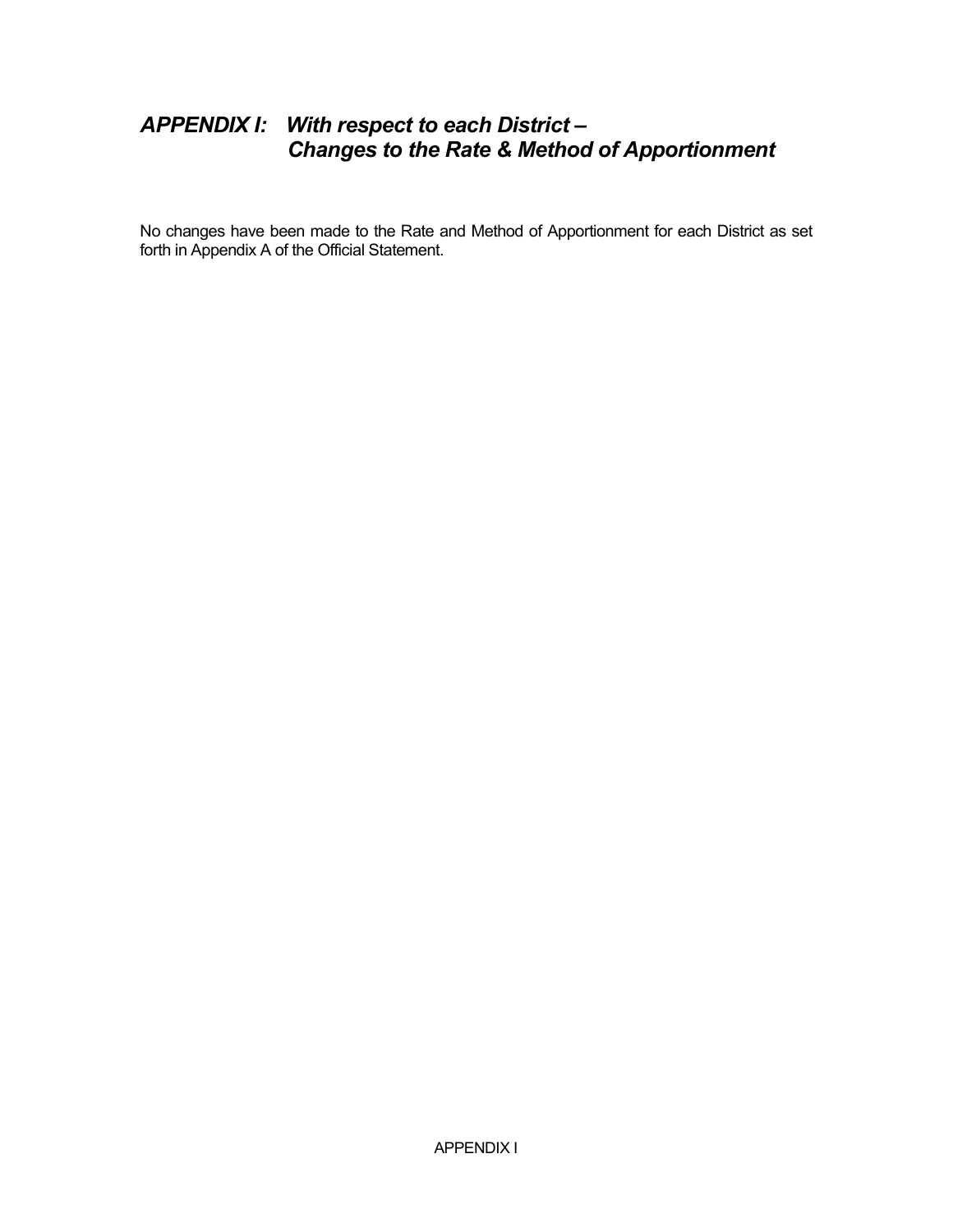## ***APPENDIX I: With respect to each District – Changes to the Rate & Method of Apportionment***

No changes have been made to the Rate and Method of Apportionment for each District as set forth in Appendix A of the Official Statement.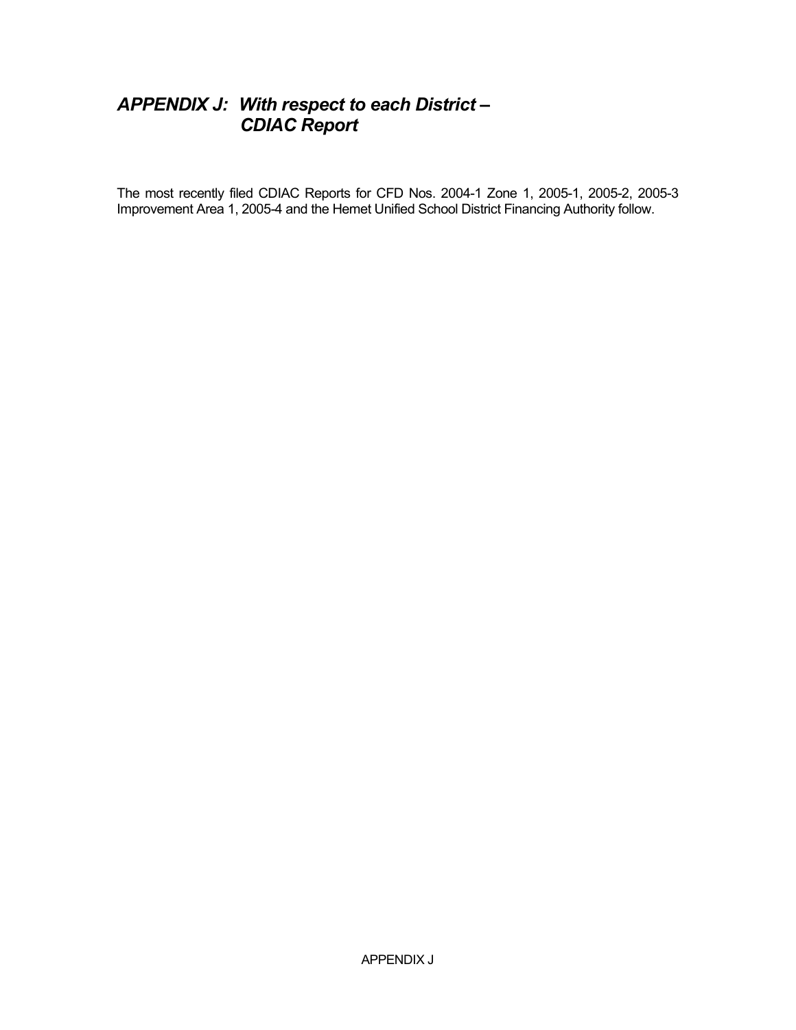# *APPENDIX J: With respect to each District – CDIAC Report*

The most recently filed CDIAC Reports for CFD Nos. 2004-1 Zone 1, 2005-1, 2005-2, 2005-3 Improvement Area 1, 2005-4 and the Hemet Unified School District Financing Authority follow.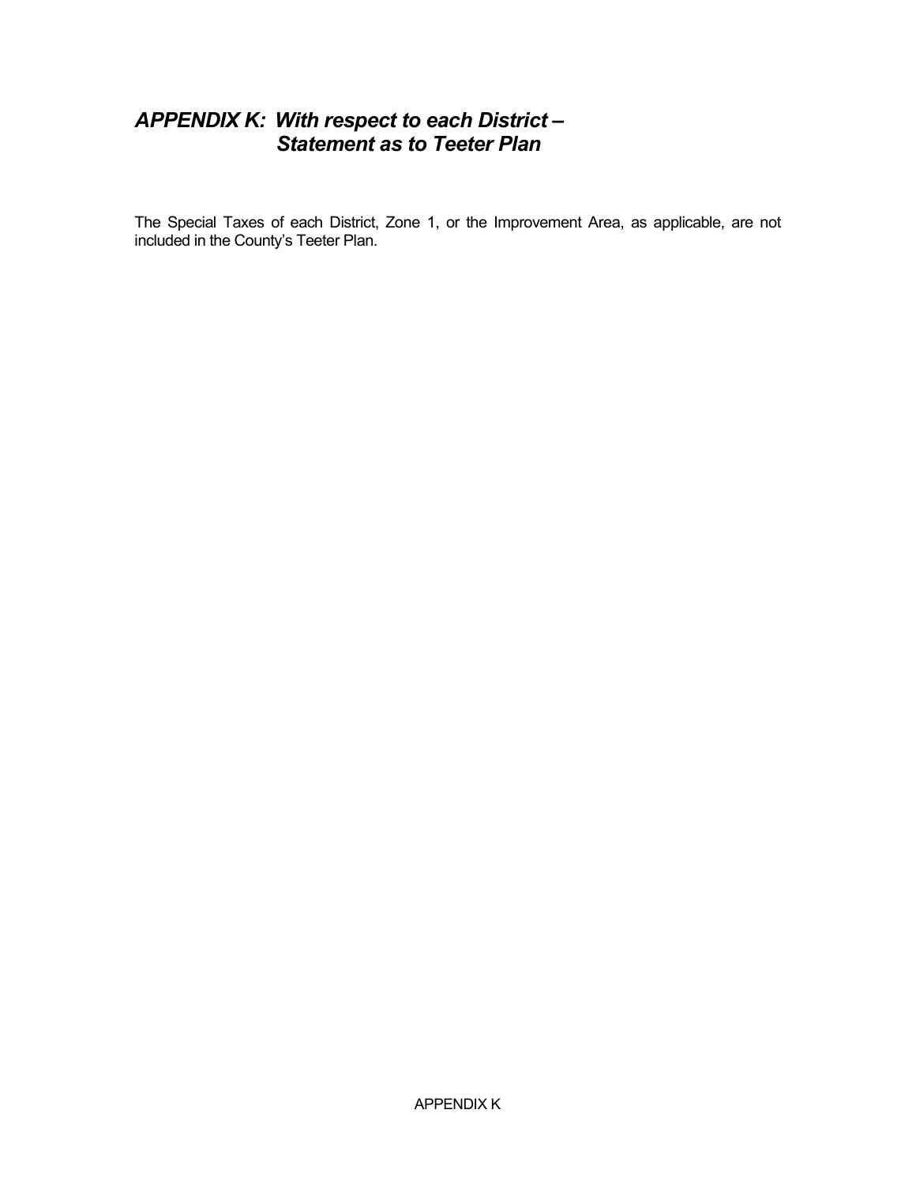## *APPENDIX K: With respect to each District – Statement as to Teeter Plan*

The Special Taxes of each District, Zone 1, or the Improvement Area, as applicable, are not included in the County's Teeter Plan.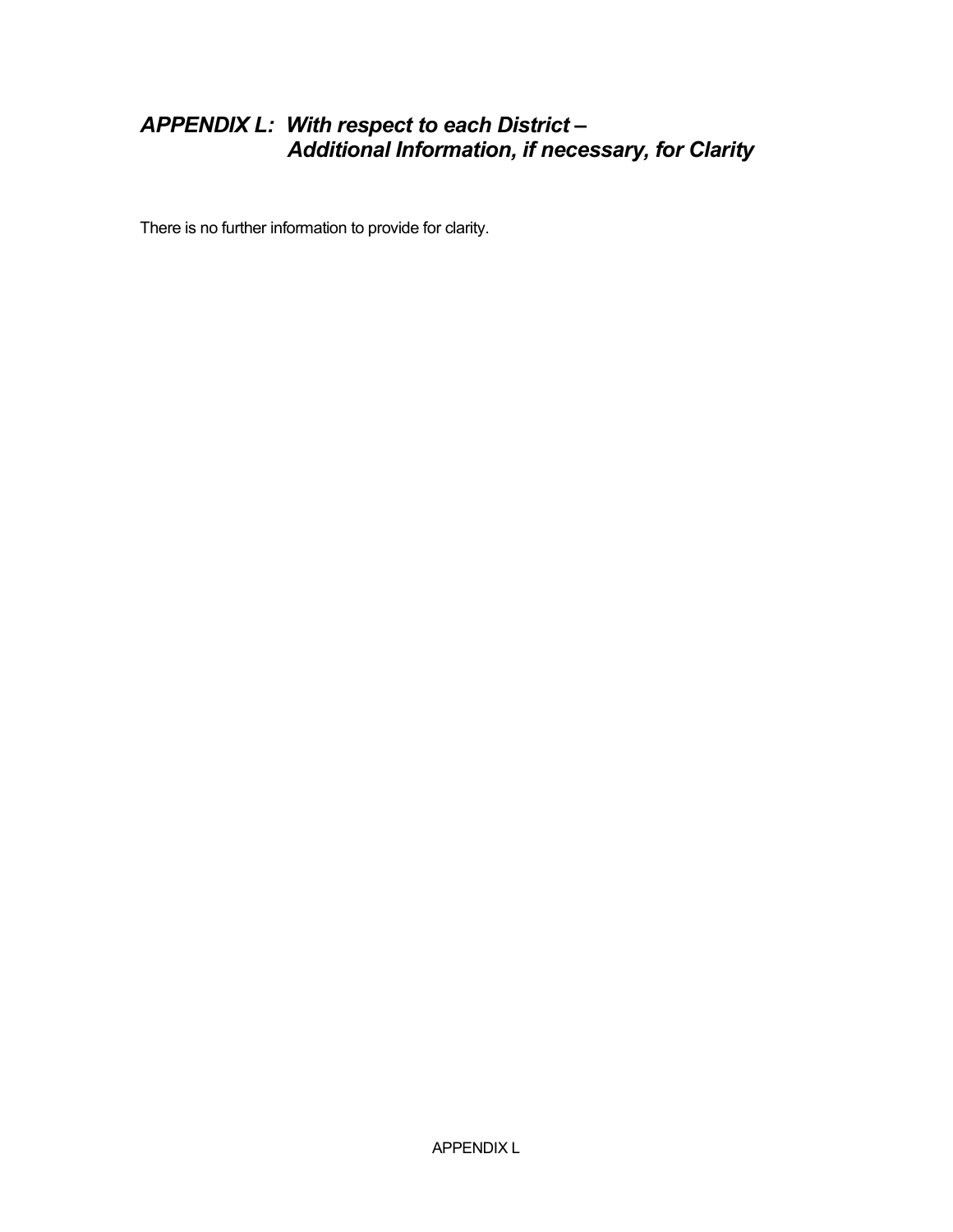## *APPENDIX L: With respect to each District – Additional Information, if necessary, for Clarity*

There is no further information to provide for clarity.